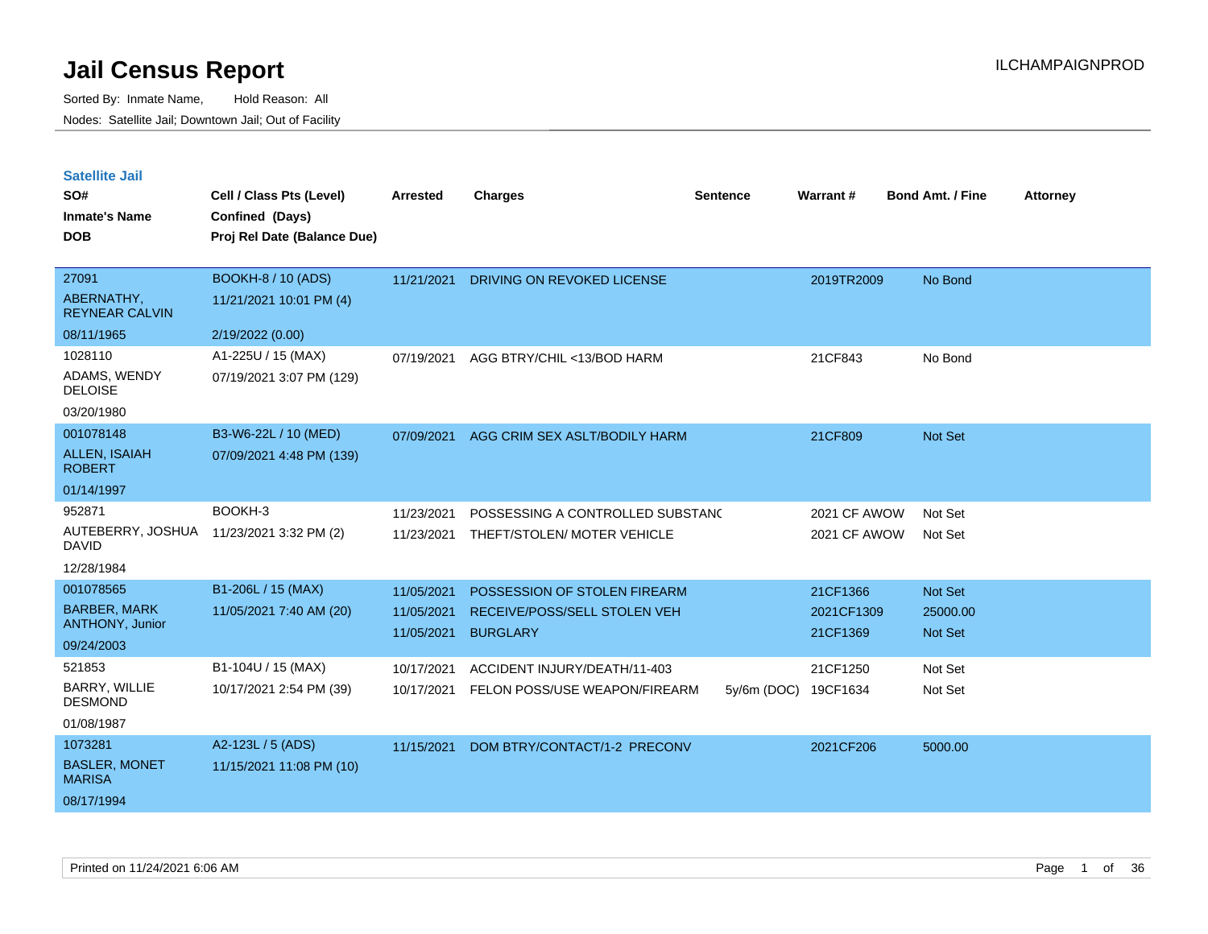# Jail Census Report

ILCHAMPAIGNPROD

Sorted By: Inmate Name, Hold Reason: All

Nodes: Satellite Jail; Downtown Jail; Out of Facility

## Satellite Jail

| SO# / Inmate's Name / DOB | Cell / Class Pts (Level) / Confined (Days) / Proj Rel Date (Balance Due) | Arrested | Charges | Sentence | Warrant # | Bond Amt. / Fine | Attorney |
|---|---|---|---|---|---|---|---|
| 27091<br>ABERNATHY, REYNEAR CALVIN<br>08/11/1965 | BOOKH-8 / 10 (ADS)<br>11/21/2021 10:01 PM (4)<br>2/19/2022 (0.00) | 11/21/2021 | DRIVING ON REVOKED LICENSE | | 2019TR2009 | No Bond | |
| 1028110<br>ADAMS, WENDY DELOISE<br>03/20/1980 | A1-225U / 15 (MAX)<br>07/19/2021 3:07 PM (129) | 07/19/2021 | AGG BTRY/CHIL <13/BOD HARM | | 21CF843 | No Bond | |
| 001078148<br>ALLEN, ISAIAH ROBERT<br>01/14/1997 | B3-W6-22L / 10 (MED)<br>07/09/2021 4:48 PM (139) | 07/09/2021 | AGG CRIM SEX ASLT/BODILY HARM | | 21CF809 | Not Set | |
| 952871<br>AUTEBERRY, JOSHUA DAVID<br>12/28/1984 | BOOKH-3<br>11/23/2021 3:32 PM (2) | 11/23/2021<br>11/23/2021 | POSSESSING A CONTROLLED SUBSTANC<br>THEFT/STOLEN/ MOTER VEHICLE | | 2021 CF AWOW<br>2021 CF AWOW | Not Set<br>Not Set | |
| 001078565<br>BARBER, MARK ANTHONY, Junior<br>09/24/2003 | B1-206L / 15 (MAX)<br>11/05/2021 7:40 AM (20) | 11/05/2021<br>11/05/2021<br>11/05/2021 | POSSESSION OF STOLEN FIREARM<br>RECEIVE/POSS/SELL STOLEN VEH<br>BURGLARY | | 21CF1366<br>2021CF1309<br>21CF1369 | Not Set<br>25000.00<br>Not Set | |
| 521853<br>BARRY, WILLIE DESMOND<br>01/08/1987 | B1-104U / 15 (MAX)<br>10/17/2021 2:54 PM (39) | 10/17/2021<br>10/17/2021 | ACCIDENT INJURY/DEATH/11-403<br>FELON POSS/USE WEAPON/FIREARM | <br>5y/6m (DOC) | 21CF1250<br>19CF1634 | Not Set<br>Not Set | |
| 1073281<br>BASLER, MONET MARISA<br>08/17/1994 | A2-123L / 5 (ADS)<br>11/15/2021 11:08 PM (10) | 11/15/2021 | DOM BTRY/CONTACT/1-2 PRECONV | | 2021CF206 | 5000.00 | |

Printed on 11/24/2021 6:06 AM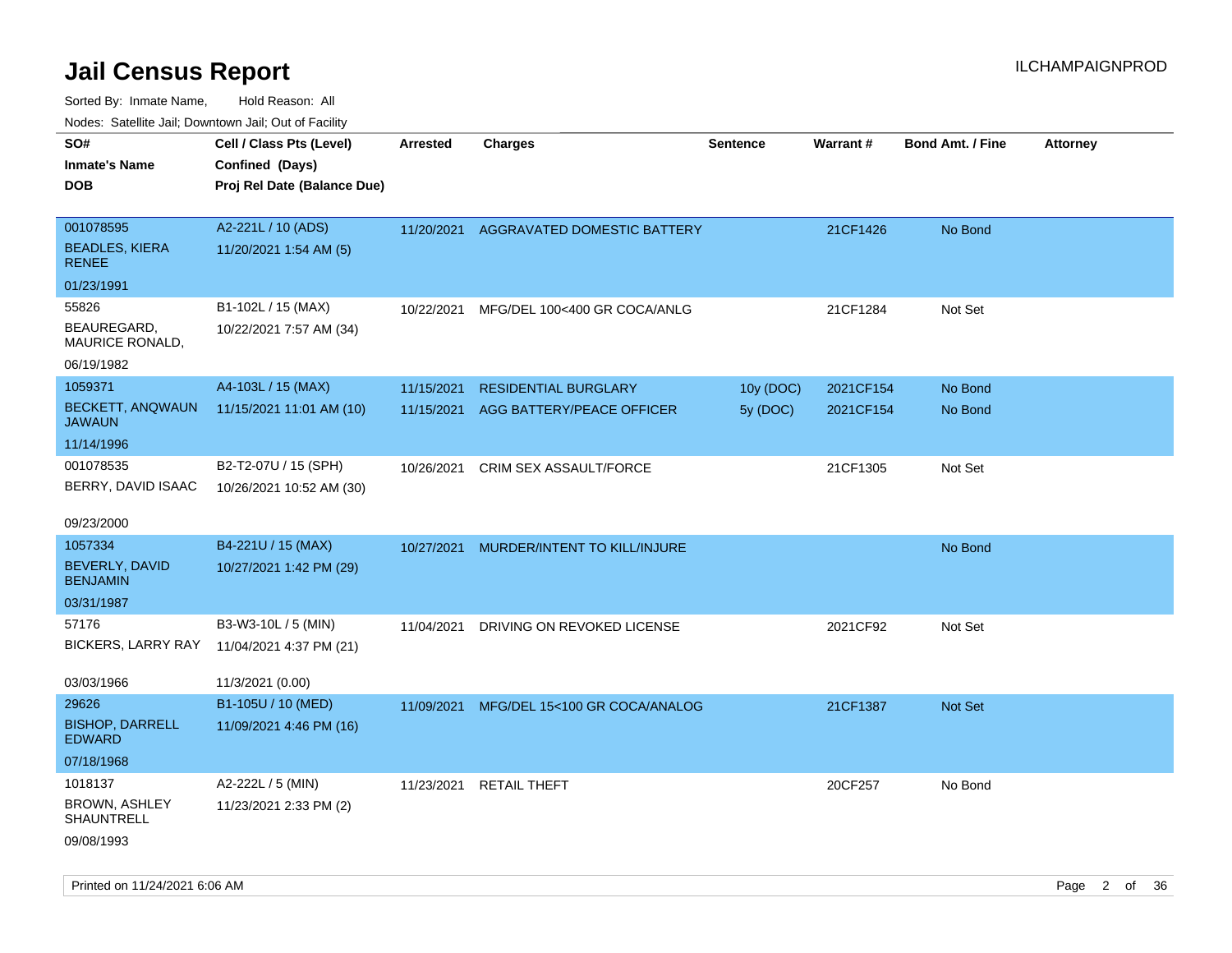# Jail Census Report

ILCHAMPAIGNPROD

Sorted By: Inmate Name, Hold Reason: All

Nodes: Satellite Jail; Downtown Jail; Out of Facility

| SO# / Inmate's Name / DOB | Cell / Class Pts (Level) / Confined (Days) / Proj Rel Date (Balance Due) | Arrested | Charges | Sentence | Warrant # | Bond Amt. / Fine | Attorney |
|---|---|---|---|---|---|---|---|
| 001078595<br>BEADLES, KIERA RENEE<br>01/23/1991 | A2-221L / 10 (ADS)<br>11/20/2021 1:54 AM (5) | 11/20/2021 | AGGRAVATED DOMESTIC BATTERY | | 21CF1426 | No Bond | |
| 55826<br>BEAUREGARD, MAURICE RONALD,<br>06/19/1982 | B1-102L / 15 (MAX)<br>10/22/2021 7:57 AM (34) | 10/22/2021 | MFG/DEL 100<400 GR COCA/ANLG | | 21CF1284 | Not Set | |
| 1059371<br>BECKETT, ANQWAUN JAWAUN<br>11/14/1996 | A4-103L / 15 (MAX)<br>11/15/2021 11:01 AM (10) | 11/15/2021 | RESIDENTIAL BURGLARY | 10y (DOC) | 2021CF154 | No Bond | |
| | | 11/15/2021 | AGG BATTERY/PEACE OFFICER | 5y (DOC) | 2021CF154 | No Bond | |
| 001078535<br>BERRY, DAVID ISAAC<br>09/23/2000 | B2-T2-07U / 15 (SPH)<br>10/26/2021 10:52 AM (30) | 10/26/2021 | CRIM SEX ASSAULT/FORCE | | 21CF1305 | Not Set | |
| 1057334<br>BEVERLY, DAVID BENJAMIN<br>03/31/1987 | B4-221U / 15 (MAX)<br>10/27/2021 1:42 PM (29) | 10/27/2021 | MURDER/INTENT TO KILL/INJURE | | | No Bond | |
| 57176<br>BICKERS, LARRY RAY<br>03/03/1966 | B3-W3-10L / 5 (MIN)<br>11/04/2021 4:37 PM (21)<br>11/3/2021 (0.00) | 11/04/2021 | DRIVING ON REVOKED LICENSE | | 2021CF92 | Not Set | |
| 29626<br>BISHOP, DARRELL EDWARD<br>07/18/1968 | B1-105U / 10 (MED)<br>11/09/2021 4:46 PM (16) | 11/09/2021 | MFG/DEL 15<100 GR COCA/ANALOG | | 21CF1387 | Not Set | |
| 1018137<br>BROWN, ASHLEY SHAUNTRELL<br>09/08/1993 | A2-222L / 5 (MIN)<br>11/23/2021 2:33 PM (2) | 11/23/2021 | RETAIL THEFT | | 20CF257 | No Bond | |

Printed on 11/24/2021 6:06 AM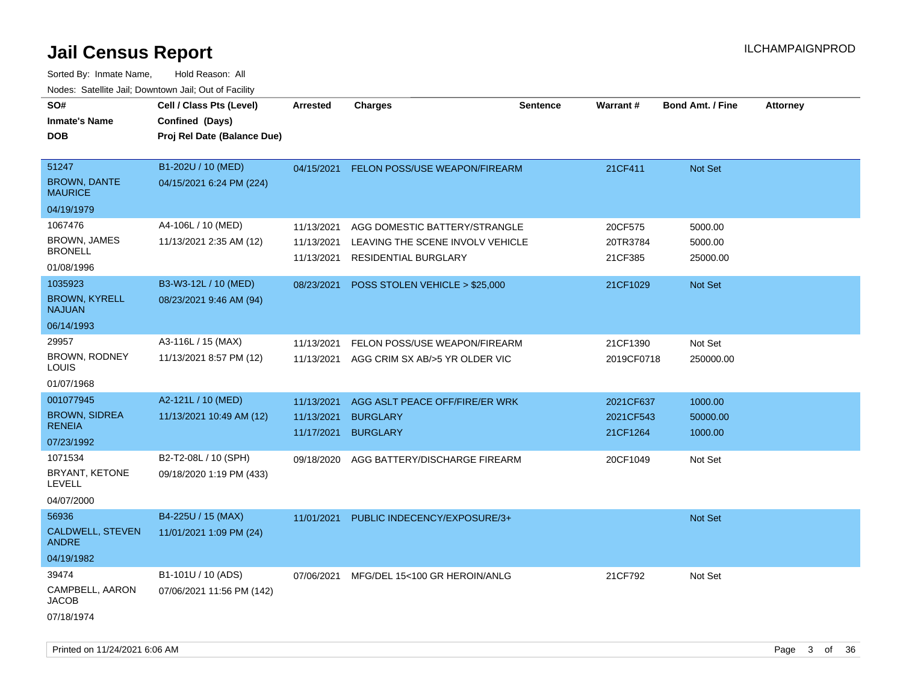# Jail Census Report

ILCHAMPAIGNPROD

Sorted By: Inmate Name, Hold Reason: All

Nodes: Satellite Jail; Downtown Jail; Out of Facility

| SO# / Inmate's Name / DOB | Cell / Class Pts (Level) / Confined (Days) / Proj Rel Date (Balance Due) | Arrested | Charges | Sentence | Warrant # | Bond Amt. / Fine | Attorney |
|---|---|---|---|---|---|---|---|
| 51247<br>BROWN, DANTE MAURICE<br>04/19/1979 | B1-202U / 10 (MED)<br>04/15/2021 6:24 PM (224) | 04/15/2021 | FELON POSS/USE WEAPON/FIREARM | | 21CF411 | Not Set | |
| 1067476<br>BROWN, JAMES BRONELL<br>01/08/1996 | A4-106L / 10 (MED)<br>11/13/2021 2:35 AM (12) | 11/13/2021<br>11/13/2021<br>11/13/2021 | AGG DOMESTIC BATTERY/STRANGLE<br>LEAVING THE SCENE INVOLV VEHICLE<br>RESIDENTIAL BURGLARY | | 20CF575<br>20TR3784<br>21CF385 | 5000.00<br>5000.00<br>25000.00 | |
| 1035923<br>BROWN, KYRELL NAJUAN<br>06/14/1993 | B3-W3-12L / 10 (MED)<br>08/23/2021 9:46 AM (94) | 08/23/2021 | POSS STOLEN VEHICLE > $25,000 | | 21CF1029 | Not Set | |
| 29957<br>BROWN, RODNEY LOUIS<br>01/07/1968 | A3-116L / 15 (MAX)<br>11/13/2021 8:57 PM (12) | 11/13/2021<br>11/13/2021 | FELON POSS/USE WEAPON/FIREARM<br>AGG CRIM SX AB/>5 YR OLDER VIC | | 21CF1390<br>2019CF0718 | Not Set<br>250000.00 | |
| 001077945<br>BROWN, SIDREA RENEIA<br>07/23/1992 | A2-121L / 10 (MED)<br>11/13/2021 10:49 AM (12) | 11/13/2021<br>11/13/2021<br>11/17/2021 | AGG ASLT PEACE OFF/FIRE/ER WRK<br>BURGLARY<br>BURGLARY | | 2021CF637<br>2021CF543<br>21CF1264 | 1000.00<br>50000.00<br>1000.00 | |
| 1071534<br>BRYANT, KETONE LEVELL<br>04/07/2000 | B2-T2-08L / 10 (SPH)<br>09/18/2020 1:19 PM (433) | 09/18/2020 | AGG BATTERY/DISCHARGE FIREARM | | 20CF1049 | Not Set | |
| 56936<br>CALDWELL, STEVEN ANDRE<br>04/19/1982 | B4-225U / 15 (MAX)<br>11/01/2021 1:09 PM (24) | 11/01/2021 | PUBLIC INDECENCY/EXPOSURE/3+ | | | Not Set | |
| 39474<br>CAMPBELL, AARON JACOB<br>07/18/1974 | B1-101U / 10 (ADS)<br>07/06/2021 11:56 PM (142) | 07/06/2021 | MFG/DEL 15<100 GR HEROIN/ANLG | | 21CF792 | Not Set | |

Printed on 11/24/2021 6:06 AM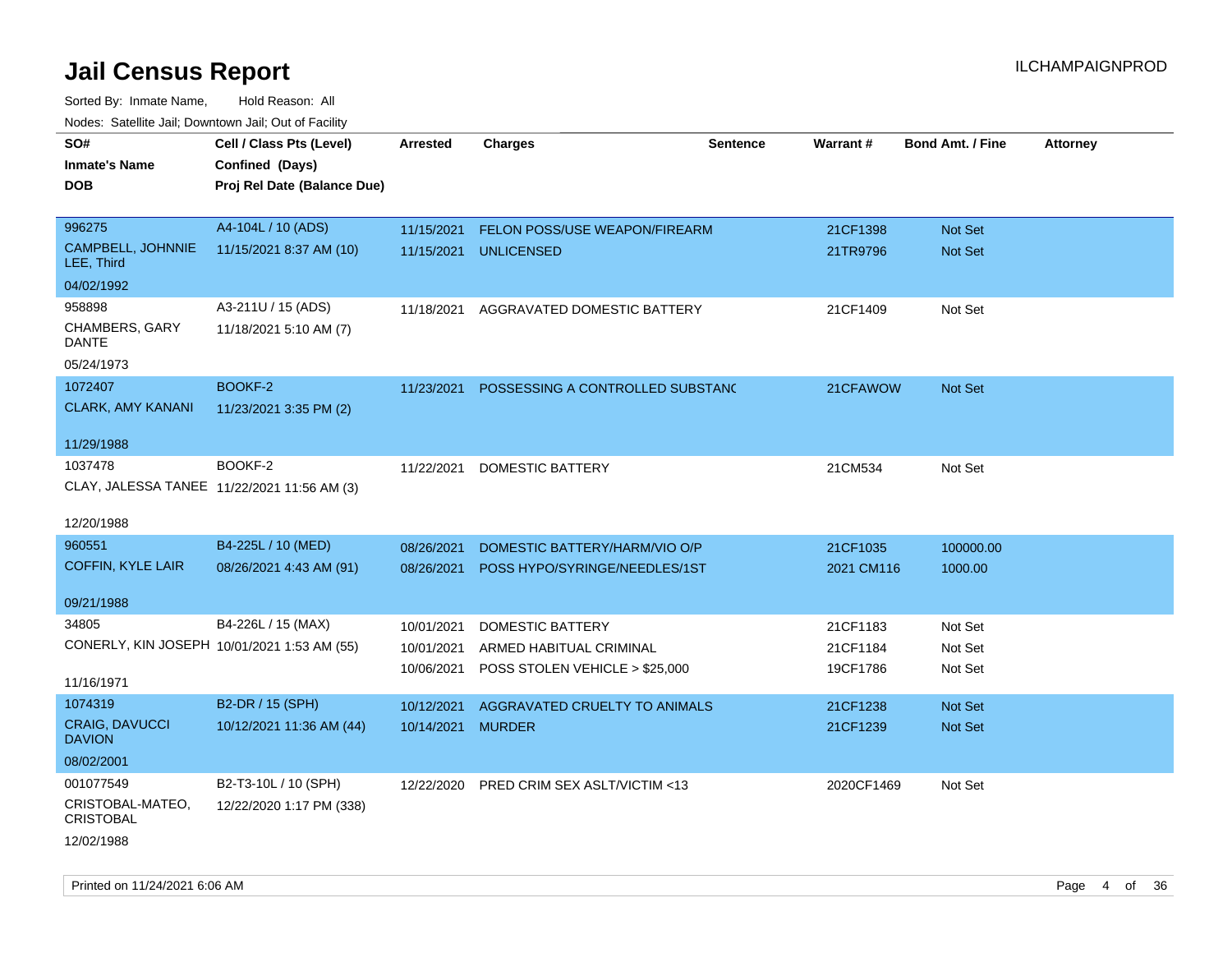# Jail Census Report

ILCHAMPAIGNPROD

Sorted By: Inmate Name, Hold Reason: All

Nodes: Satellite Jail; Downtown Jail; Out of Facility

| SO# / Inmate's Name / DOB | Cell / Class Pts (Level) / Confined (Days) / Proj Rel Date (Balance Due) | Arrested | Charges | Sentence | Warrant # | Bond Amt. / Fine | Attorney |
|---|---|---|---|---|---|---|---|
| 996275<br>CAMPBELL, JOHNNIE LEE, Third<br>04/02/1992 | A4-104L / 10 (ADS)<br>11/15/2021 8:37 AM (10) | 11/15/2021<br>11/15/2021 | FELON POSS/USE WEAPON/FIREARM<br>UNLICENSED | | 21CF1398<br>21TR9796 | Not Set<br>Not Set | |
| 958898<br>CHAMBERS, GARY DANTE<br>05/24/1973 | A3-211U / 15 (ADS)<br>11/18/2021 5:10 AM (7) | 11/18/2021 | AGGRAVATED DOMESTIC BATTERY | | 21CF1409 | Not Set | |
| 1072407<br>CLARK, AMY KANANI<br>11/29/1988 | BOOKF-2<br>11/23/2021 3:35 PM (2) | 11/23/2021 | POSSESSING A CONTROLLED SUBSTANC | | 21CFAWOW | Not Set | |
| 1037478<br>CLAY, JALESSA TANEE<br>12/20/1988 | BOOKF-2<br>11/22/2021 11:56 AM (3) | 11/22/2021 | DOMESTIC BATTERY | | 21CM534 | Not Set | |
| 960551<br>COFFIN, KYLE LAIR<br>09/21/1988 | B4-225L / 10 (MED)<br>08/26/2021 4:43 AM (91) | 08/26/2021<br>08/26/2021 | DOMESTIC BATTERY/HARM/VIO O/P<br>POSS HYPO/SYRINGE/NEEDLES/1ST | | 21CF1035<br>2021 CM116 | 100000.00<br>1000.00 | |
| 34805<br>CONERLY, KIN JOSEPH<br>11/16/1971 | B4-226L / 15 (MAX)<br>10/01/2021 1:53 AM (55) | 10/01/2021<br>10/01/2021<br>10/06/2021 | DOMESTIC BATTERY<br>ARMED HABITUAL CRIMINAL<br>POSS STOLEN VEHICLE > $25,000 | | 21CF1183<br>21CF1184<br>19CF1786 | Not Set<br>Not Set<br>Not Set | |
| 1074319<br>CRAIG, DAVUCCI DAVION<br>08/02/2001 | B2-DR / 15 (SPH)<br>10/12/2021 11:36 AM (44) | 10/12/2021<br>10/14/2021 | AGGRAVATED CRUELTY TO ANIMALS<br>MURDER | | 21CF1238<br>21CF1239 | Not Set<br>Not Set | |
| 001077549<br>CRISTOBAL-MATEO, CRISTOBAL<br>12/02/1988 | B2-T3-10L / 10 (SPH)<br>12/22/2020 1:17 PM (338) | 12/22/2020 | PRED CRIM SEX ASLT/VICTIM <13 | | 2020CF1469 | Not Set | |

Printed on 11/24/2021 6:06 AM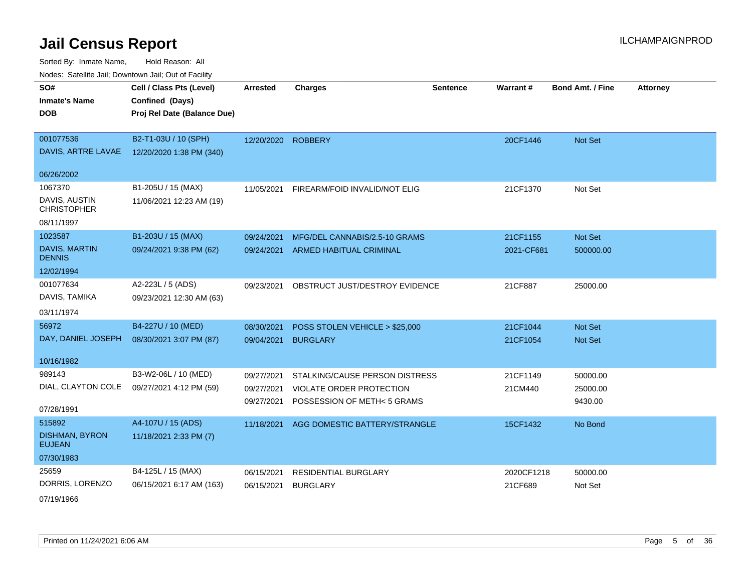# Jail Census Report

ILCHAMPAIGNPROD

Sorted By: Inmate Name, Hold Reason: All

Nodes: Satellite Jail; Downtown Jail; Out of Facility

| SO# / Inmate's Name / DOB | Cell / Class Pts (Level) / Confined (Days) / Proj Rel Date (Balance Due) | Arrested | Charges | Sentence | Warrant # | Bond Amt. / Fine | Attorney |
|---|---|---|---|---|---|---|---|
| 001077536<br>DAVIS, ARTRE LAVAE<br>06/26/2002 | B2-T1-03U / 10 (SPH)<br>12/20/2020 1:38 PM (340) | 12/20/2020 | ROBBERY | | 20CF1446 | Not Set | |
| 1067370<br>DAVIS, AUSTIN CHRISTOPHER<br>08/11/1997 | B1-205U / 15 (MAX)<br>11/06/2021 12:23 AM (19) | 11/05/2021 | FIREARM/FOID INVALID/NOT ELIG | | 21CF1370 | Not Set | |
| 1023587<br>DAVIS, MARTIN DENNIS<br>12/02/1994 | B1-203U / 15 (MAX)<br>09/24/2021 9:38 PM (62) | 09/24/2021 | MFG/DEL CANNABIS/2.5-10 GRAMS | | 21CF1155 | Not Set | |
| | | 09/24/2021 | ARMED HABITUAL CRIMINAL | | 2021-CF681 | 500000.00 | |
| 001077634<br>DAVIS, TAMIKA<br>03/11/1974 | A2-223L / 5 (ADS)<br>09/23/2021 12:30 AM (63) | 09/23/2021 | OBSTRUCT JUST/DESTROY EVIDENCE | | 21CF887 | 25000.00 | |
| 56972<br>DAY, DANIEL JOSEPH<br>10/16/1982 | B4-227U / 10 (MED)<br>08/30/2021 3:07 PM (87) | 08/30/2021 | POSS STOLEN VEHICLE > $25,000 | | 21CF1044 | Not Set | |
| | | 09/04/2021 | BURGLARY | | 21CF1054 | Not Set | |
| 989143<br>DIAL, CLAYTON COLE<br>07/28/1991 | B3-W2-06L / 10 (MED)<br>09/27/2021 4:12 PM (59) | 09/27/2021 | STALKING/CAUSE PERSON DISTRESS | | 21CF1149 | 50000.00 | |
| | | 09/27/2021 | VIOLATE ORDER PROTECTION | | 21CM440 | 25000.00 | |
| | | 09/27/2021 | POSSESSION OF METH< 5 GRAMS | | | 9430.00 | |
| 515892<br>DISHMAN, BYRON EUJEAN<br>07/30/1983 | A4-107U / 15 (ADS)<br>11/18/2021 2:33 PM (7) | 11/18/2021 | AGG DOMESTIC BATTERY/STRANGLE | | 15CF1432 | No Bond | |
| 25659<br>DORRIS, LORENZO<br>07/19/1966 | B4-125L / 15 (MAX)<br>06/15/2021 6:17 AM (163) | 06/15/2021 | RESIDENTIAL BURGLARY | | 2020CF1218 | 50000.00 | |
| | | 06/15/2021 | BURGLARY | | 21CF689 | Not Set | |

Printed on 11/24/2021 6:06 AM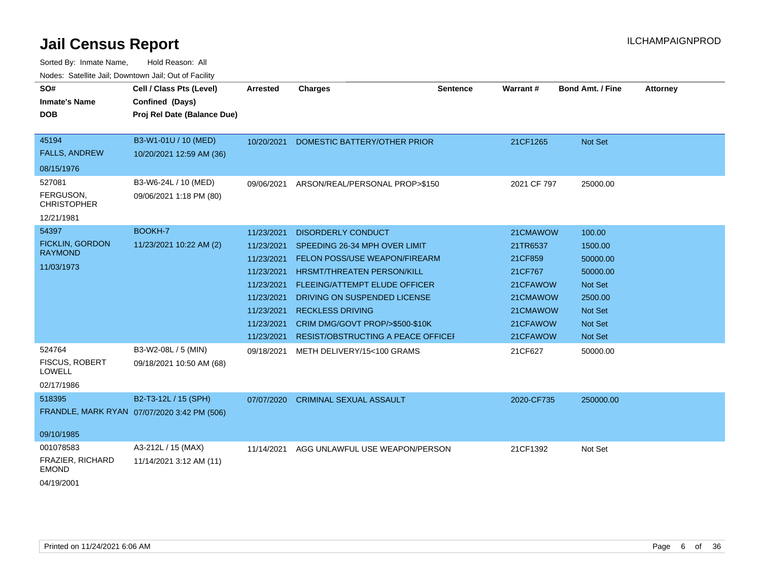# Jail Census Report

ILCHAMPAIGNPROD

Sorted By: Inmate Name, Hold Reason: All

Nodes: Satellite Jail; Downtown Jail; Out of Facility

| SO# / Inmate's Name / DOB | Cell / Class Pts (Level) / Confined (Days) / Proj Rel Date (Balance Due) | Arrested | Charges | Sentence | Warrant # | Bond Amt. / Fine | Attorney |
|---|---|---|---|---|---|---|---|
| 45194<br>FALLS, ANDREW<br>08/15/1976 | B3-W1-01U / 10 (MED)<br>10/20/2021 12:59 AM (36) | 10/20/2021 | DOMESTIC BATTERY/OTHER PRIOR | | 21CF1265 | Not Set | |
| 527081<br>FERGUSON, CHRISTOPHER<br>12/21/1981 | B3-W6-24L / 10 (MED)<br>09/06/2021 1:18 PM (80) | 09/06/2021 | ARSON/REAL/PERSONAL PROP>$150 | | 2021 CF 797 | 25000.00 | |
| 54397<br>FICKLIN, GORDON RAYMOND<br>11/03/1973 | BOOKH-7<br>11/23/2021 10:22 AM (2) | 11/23/2021 | DISORDERLY CONDUCT | | 21CMAWOW | 100.00 | |
| | | 11/23/2021 | SPEEDING 26-34 MPH OVER LIMIT | | 21TR6537 | 1500.00 | |
| | | 11/23/2021 | FELON POSS/USE WEAPON/FIREARM | | 21CF859 | 50000.00 | |
| | | 11/23/2021 | HRSMT/THREATEN PERSON/KILL | | 21CF767 | 50000.00 | |
| | | 11/23/2021 | FLEEING/ATTEMPT ELUDE OFFICER | | 21CFAWOW | Not Set | |
| | | 11/23/2021 | DRIVING ON SUSPENDED LICENSE | | 21CMAWOW | 2500.00 | |
| | | 11/23/2021 | RECKLESS DRIVING | | 21CMAWOW | Not Set | |
| | | 11/23/2021 | CRIM DMG/GOVT PROP/>$500-$10K | | 21CFAWOW | Not Set | |
| | | 11/23/2021 | RESIST/OBSTRUCTING A PEACE OFFICEI | | 21CFAWOW | Not Set | |
| 524764<br>FISCUS, ROBERT LOWELL<br>02/17/1986 | B3-W2-08L / 5 (MIN)<br>09/18/2021 10:50 AM (68) | 09/18/2021 | METH DELIVERY/15<100 GRAMS | | 21CF627 | 50000.00 | |
| 518395<br>FRANDLE, MARK RYAN<br>09/10/1985 | B2-T3-12L / 15 (SPH)<br>07/07/2020 3:42 PM (506) | 07/07/2020 | CRIMINAL SEXUAL ASSAULT | | 2020-CF735 | 250000.00 | |
| 001078583<br>FRAZIER, RICHARD EMOND<br>04/19/2001 | A3-212L / 15 (MAX)<br>11/14/2021 3:12 AM (11) | 11/14/2021 | AGG UNLAWFUL USE WEAPON/PERSON | | 21CF1392 | Not Set | |

Printed on 11/24/2021 6:06 AM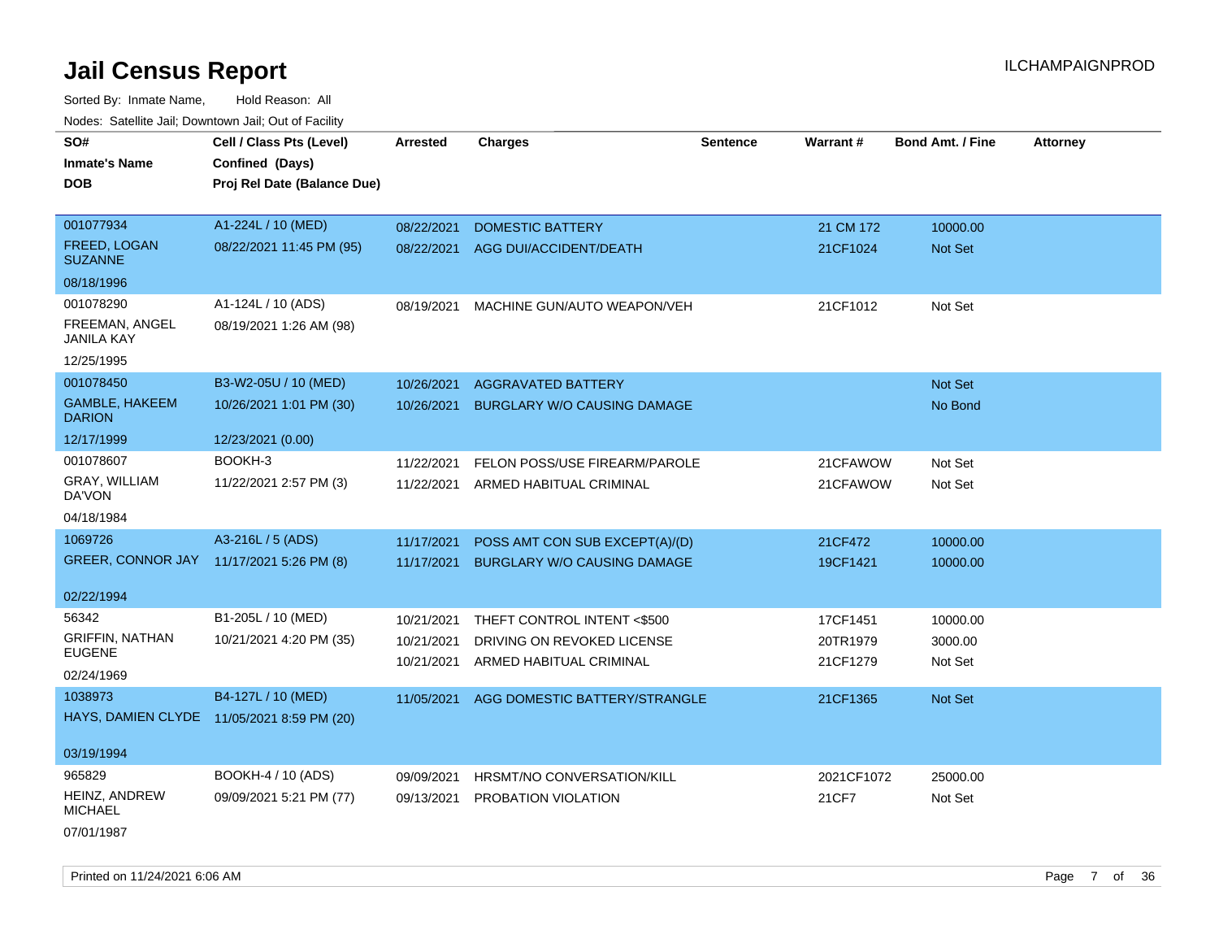# Jail Census Report

ILCHAMPAIGNPROD

Sorted By: Inmate Name, Hold Reason: All

Nodes: Satellite Jail; Downtown Jail; Out of Facility

| SO# / Inmate's Name / DOB | Cell / Class Pts (Level) / Confined (Days) / Proj Rel Date (Balance Due) | Arrested | Charges | Sentence | Warrant # | Bond Amt. / Fine | Attorney |
|---|---|---|---|---|---|---|---|
| 001077934<br>FREED, LOGAN SUZANNE<br>08/18/1996 | A1-224L / 10 (MED)<br>08/22/2021 11:45 PM (95) | 08/22/2021<br>08/22/2021 | DOMESTIC BATTERY<br>AGG DUI/ACCIDENT/DEATH | | 21 CM 172<br>21CF1024 | 10000.00<br>Not Set | |
| 001078290<br>FREEMAN, ANGEL JANILA KAY<br>12/25/1995 | A1-124L / 10 (ADS)<br>08/19/2021 1:26 AM (98) | 08/19/2021 | MACHINE GUN/AUTO WEAPON/VEH | | 21CF1012 | Not Set | |
| 001078450<br>GAMBLE, HAKEEM DARION<br>12/17/1999 | B3-W2-05U / 10 (MED)<br>10/26/2021 1:01 PM (30)<br>12/23/2021 (0.00) | 10/26/2021<br>10/26/2021 | AGGRAVATED BATTERY<br>BURGLARY W/O CAUSING DAMAGE | | | Not Set<br>No Bond | |
| 001078607<br>GRAY, WILLIAM DA'VON<br>04/18/1984 | BOOKH-3<br>11/22/2021 2:57 PM (3) | 11/22/2021<br>11/22/2021 | FELON POSS/USE FIREARM/PAROLE<br>ARMED HABITUAL CRIMINAL | | 21CFAWOW<br>21CFAWOW | Not Set<br>Not Set | |
| 1069726<br>GREER, CONNOR JAY<br>02/22/1994 | A3-216L / 5 (ADS)<br>11/17/2021 5:26 PM (8) | 11/17/2021<br>11/17/2021 | POSS AMT CON SUB EXCEPT(A)/(D)<br>BURGLARY W/O CAUSING DAMAGE | | 21CF472<br>19CF1421 | 10000.00<br>10000.00 | |
| 56342<br>GRIFFIN, NATHAN EUGENE<br>02/24/1969 | B1-205L / 10 (MED)<br>10/21/2021 4:20 PM (35) | 10/21/2021<br>10/21/2021<br>10/21/2021 | THEFT CONTROL INTENT <$500<br>DRIVING ON REVOKED LICENSE<br>ARMED HABITUAL CRIMINAL | | 17CF1451<br>20TR1979<br>21CF1279 | 10000.00<br>3000.00<br>Not Set | |
| 1038973<br>HAYS, DAMIEN CLYDE<br>03/19/1994 | B4-127L / 10 (MED)<br>11/05/2021 8:59 PM (20) | 11/05/2021 | AGG DOMESTIC BATTERY/STRANGLE | | 21CF1365 | Not Set | |
| 965829<br>HEINZ, ANDREW MICHAEL<br>07/01/1987 | BOOKH-4 / 10 (ADS)<br>09/09/2021 5:21 PM (77) | 09/09/2021<br>09/13/2021 | HRSMT/NO CONVERSATION/KILL<br>PROBATION VIOLATION | | 2021CF1072<br>21CF7 | 25000.00<br>Not Set | |

Printed on 11/24/2021 6:06 AM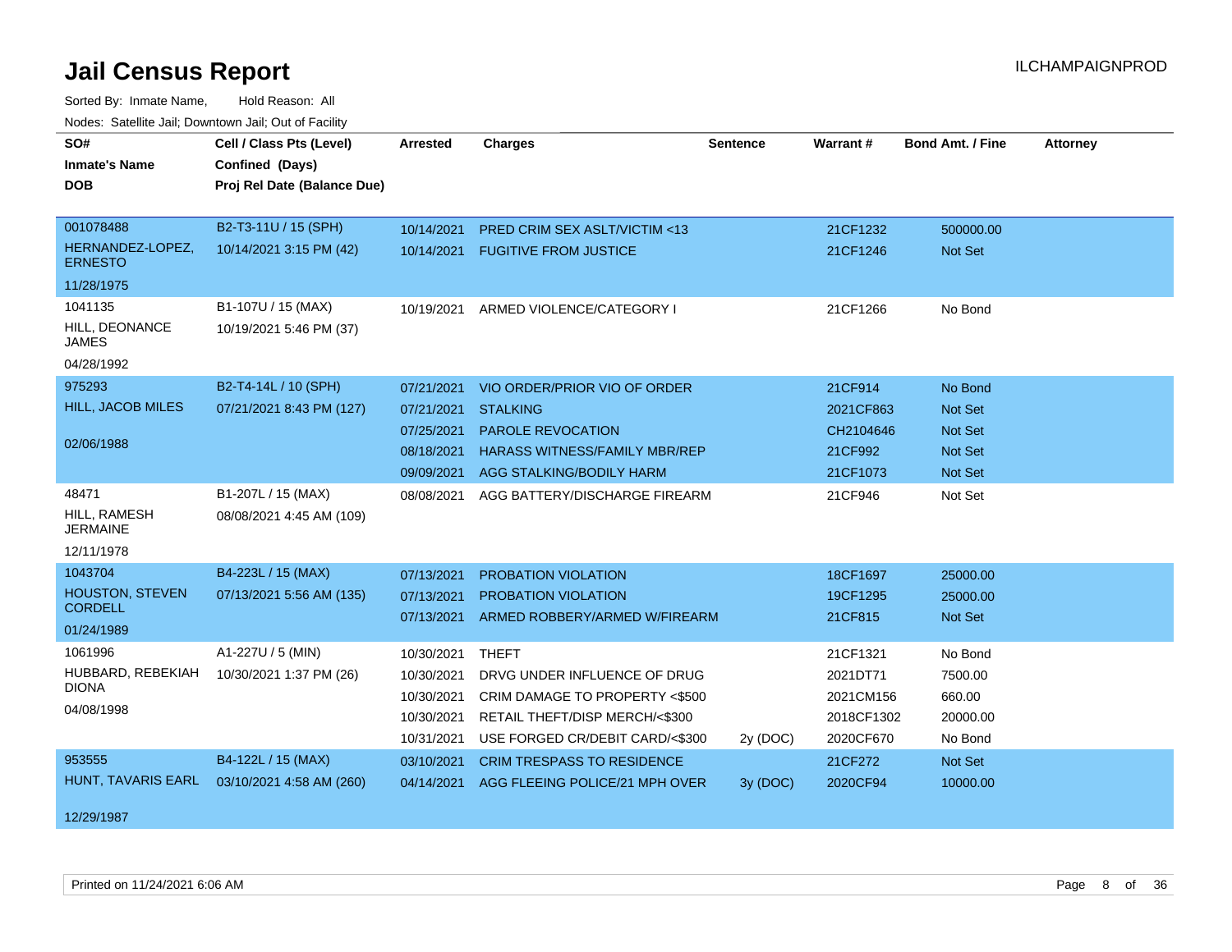# Jail Census Report

ILCHAMPAIGNPROD

Sorted By: Inmate Name, Hold Reason: All

Nodes: Satellite Jail; Downtown Jail; Out of Facility

| SO# / Inmate's Name / DOB | Cell / Class Pts (Level) / Confined (Days) / Proj Rel Date (Balance Due) | Arrested | Charges | Sentence | Warrant # | Bond Amt. / Fine | Attorney |
|---|---|---|---|---|---|---|---|
| 001078488<br>HERNANDEZ-LOPEZ, ERNESTO<br>11/28/1975 | B2-T3-11U / 15 (SPH)<br>10/14/2021 3:15 PM (42) | 10/14/2021 | PRED CRIM SEX ASLT/VICTIM <13 | | 21CF1232 | 500000.00 | |
| | | 10/14/2021 | FUGITIVE FROM JUSTICE | | 21CF1246 | Not Set | |
| 1041135<br>HILL, DEONANCE JAMES<br>04/28/1992 | B1-107U / 15 (MAX)<br>10/19/2021 5:46 PM (37) | 10/19/2021 | ARMED VIOLENCE/CATEGORY I | | 21CF1266 | No Bond | |
| 975293<br>HILL, JACOB MILES<br>02/06/1988 | B2-T4-14L / 10 (SPH)<br>07/21/2021 8:43 PM (127) | 07/21/2021 | VIO ORDER/PRIOR VIO OF ORDER | | 21CF914 | No Bond | |
| | | 07/21/2021 | STALKING | | 2021CF863 | Not Set | |
| | | 07/25/2021 | PAROLE REVOCATION | | CH2104646 | Not Set | |
| | | 08/18/2021 | HARASS WITNESS/FAMILY MBR/REP | | 21CF992 | Not Set | |
| | | 09/09/2021 | AGG STALKING/BODILY HARM | | 21CF1073 | Not Set | |
| 48471<br>HILL, RAMESH JERMAINE<br>12/11/1978 | B1-207L / 15 (MAX)<br>08/08/2021 4:45 AM (109) | 08/08/2021 | AGG BATTERY/DISCHARGE FIREARM | | 21CF946 | Not Set | |
| 1043704<br>HOUSTON, STEVEN CORDELL<br>01/24/1989 | B4-223L / 15 (MAX)<br>07/13/2021 5:56 AM (135) | 07/13/2021 | PROBATION VIOLATION | | 18CF1697 | 25000.00 | |
| | | 07/13/2021 | PROBATION VIOLATION | | 19CF1295 | 25000.00 | |
| | | 07/13/2021 | ARMED ROBBERY/ARMED W/FIREARM | | 21CF815 | Not Set | |
| 1061996<br>HUBBARD, REBEKIAH DIONA<br>04/08/1998 | A1-227U / 5 (MIN)<br>10/30/2021 1:37 PM (26) | 10/30/2021 | THEFT | | 21CF1321 | No Bond | |
| | | 10/30/2021 | DRVG UNDER INFLUENCE OF DRUG | | 2021DT71 | 7500.00 | |
| | | 10/30/2021 | CRIM DAMAGE TO PROPERTY <$500 | | 2021CM156 | 660.00 | |
| | | 10/30/2021 | RETAIL THEFT/DISP MERCH/<$300 | | 2018CF1302 | 20000.00 | |
| | | 10/31/2021 | USE FORGED CR/DEBIT CARD/<$300 | 2y (DOC) | 2020CF670 | No Bond | |
| 953555<br>HUNT, TAVARIS EARL<br>12/29/1987 | B4-122L / 15 (MAX)<br>03/10/2021 4:58 AM (260) | 03/10/2021 | CRIM TRESPASS TO RESIDENCE | | 21CF272 | Not Set | |
| | | 04/14/2021 | AGG FLEEING POLICE/21 MPH OVER | 3y (DOC) | 2020CF94 | 10000.00 | |

Printed on 11/24/2021 6:06 AM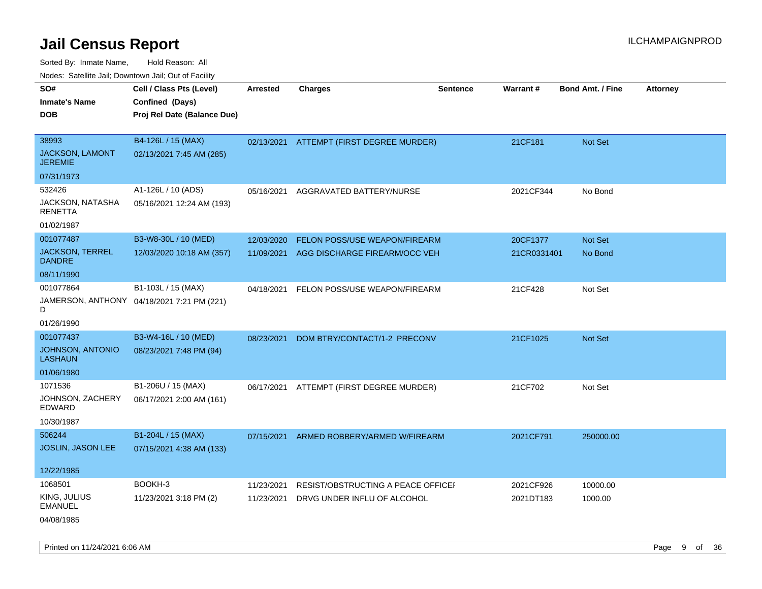# Jail Census Report

ILCHAMPAIGNPROD

Sorted By: Inmate Name, Hold Reason: All

Nodes: Satellite Jail; Downtown Jail; Out of Facility

| SO# / Inmate's Name / DOB | Cell / Class Pts (Level) / Confined (Days) / Proj Rel Date (Balance Due) | Arrested | Charges | Sentence | Warrant # | Bond Amt. / Fine | Attorney |
|---|---|---|---|---|---|---|---|
| 38993<br>JACKSON, LAMONT JEREMIE<br>07/31/1973 | B4-126L / 15 (MAX)<br>02/13/2021 7:45 AM (285) | 02/13/2021 | ATTEMPT (FIRST DEGREE MURDER) | | 21CF181 | Not Set | |
| 532426<br>JACKSON, NATASHA RENETTA<br>01/02/1987 | A1-126L / 10 (ADS)<br>05/16/2021 12:24 AM (193) | 05/16/2021 | AGGRAVATED BATTERY/NURSE | | 2021CF344 | No Bond | |
| 001077487<br>JACKSON, TERREL DANDRE<br>08/11/1990 | B3-W8-30L / 10 (MED)<br>12/03/2020 10:18 AM (357) | 12/03/2020<br>11/09/2021 | FELON POSS/USE WEAPON/FIREARM<br>AGG DISCHARGE FIREARM/OCC VEH | | 20CF1377<br>21CR0331401 | Not Set<br>No Bond | |
| 001077864<br>JAMERSON, ANTHONY D<br>01/26/1990 | B1-103L / 15 (MAX)<br>04/18/2021 7:21 PM (221) | 04/18/2021 | FELON POSS/USE WEAPON/FIREARM | | 21CF428 | Not Set | |
| 001077437<br>JOHNSON, ANTONIO LASHAUN<br>01/06/1980 | B3-W4-16L / 10 (MED)<br>08/23/2021 7:48 PM (94) | 08/23/2021 | DOM BTRY/CONTACT/1-2 PRECONV | | 21CF1025 | Not Set | |
| 1071536<br>JOHNSON, ZACHERY EDWARD<br>10/30/1987 | B1-206U / 15 (MAX)<br>06/17/2021 2:00 AM (161) | 06/17/2021 | ATTEMPT (FIRST DEGREE MURDER) | | 21CF702 | Not Set | |
| 506244<br>JOSLIN, JASON LEE<br>12/22/1985 | B1-204L / 15 (MAX)<br>07/15/2021 4:38 AM (133) | 07/15/2021 | ARMED ROBBERY/ARMED W/FIREARM | | 2021CF791 | 250000.00 | |
| 1068501<br>KING, JULIUS EMANUEL<br>04/08/1985 | BOOKH-3<br>11/23/2021 3:18 PM (2) | 11/23/2021<br>11/23/2021 | RESIST/OBSTRUCTING A PEACE OFFICEI<br>DRVG UNDER INFLU OF ALCOHOL | | 2021CF926<br>2021DT183 | 10000.00<br>1000.00 | |

Printed on 11/24/2021 6:06 AM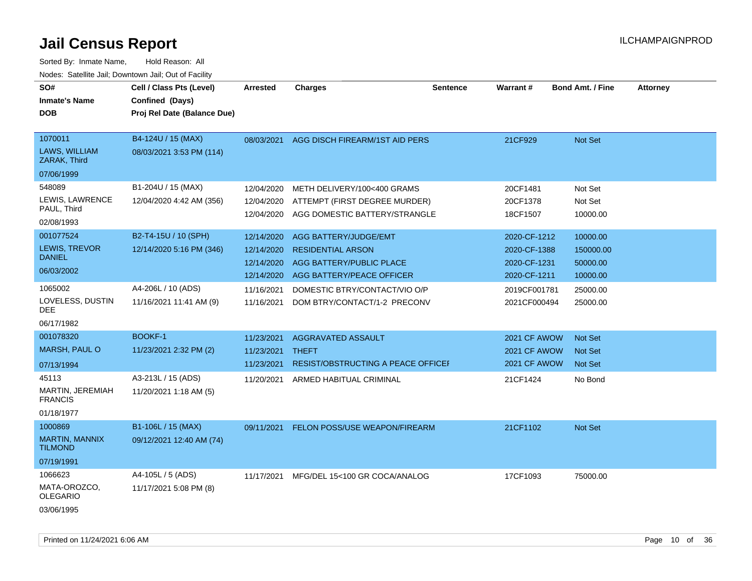# Jail Census Report

Sorted By: Inmate Name, Hold Reason: All

Nodes: Satellite Jail; Downtown Jail; Out of Facility

| SO# / Inmate's Name / DOB | Cell / Class Pts (Level) / Confined (Days) / Proj Rel Date (Balance Due) | Arrested | Charges | Sentence | Warrant # | Bond Amt. / Fine | Attorney |
|---|---|---|---|---|---|---|---|
| 1070011<br>LAWS, WILLIAM ZARAK, Third<br>07/06/1999 | B4-124U / 15 (MAX)<br>08/03/2021 3:53 PM (114) | 08/03/2021 | AGG DISCH FIREARM/1ST AID PERS | | 21CF929 | Not Set | |
| 548089<br>LEWIS, LAWRENCE PAUL, Third<br>02/08/1993 | B1-204U / 15 (MAX)<br>12/04/2020 4:42 AM (356) | 12/04/2020 | METH DELIVERY/100<400 GRAMS | | 20CF1481 | Not Set | |
| | | 12/04/2020 | ATTEMPT (FIRST DEGREE MURDER) | | 20CF1378 | Not Set | |
| | | 12/04/2020 | AGG DOMESTIC BATTERY/STRANGLE | | 18CF1507 | 10000.00 | |
| 001077524<br>LEWIS, TREVOR DANIEL<br>06/03/2002 | B2-T4-15U / 10 (SPH)<br>12/14/2020 5:16 PM (346) | 12/14/2020 | AGG BATTERY/JUDGE/EMT | | 2020-CF-1212 | 10000.00 | |
| | | 12/14/2020 | RESIDENTIAL ARSON | | 2020-CF-1388 | 150000.00 | |
| | | 12/14/2020 | AGG BATTERY/PUBLIC PLACE | | 2020-CF-1231 | 50000.00 | |
| | | 12/14/2020 | AGG BATTERY/PEACE OFFICER | | 2020-CF-1211 | 10000.00 | |
| 1065002<br>LOVELESS, DUSTIN DEE<br>06/17/1982 | A4-206L / 10 (ADS)<br>11/16/2021 11:41 AM (9) | 11/16/2021 | DOMESTIC BTRY/CONTACT/VIO O/P | | 2019CF001781 | 25000.00 | |
| | | 11/16/2021 | DOM BTRY/CONTACT/1-2 PRECONV | | 2021CF000494 | 25000.00 | |
| 001078320<br>MARSH, PAUL O<br>07/13/1994 | BOOKF-1<br>11/23/2021 2:32 PM (2) | 11/23/2021 | AGGRAVATED ASSAULT | | 2021 CF AWOW | Not Set | |
| | | 11/23/2021 | THEFT | | 2021 CF AWOW | Not Set | |
| | | 11/23/2021 | RESIST/OBSTRUCTING A PEACE OFFICEI | | 2021 CF AWOW | Not Set | |
| 45113<br>MARTIN, JEREMIAH FRANCIS<br>01/18/1977 | A3-213L / 15 (ADS)<br>11/20/2021 1:18 AM (5) | 11/20/2021 | ARMED HABITUAL CRIMINAL | | 21CF1424 | No Bond | |
| 1000869<br>MARTIN, MANNIX TILMOND<br>07/19/1991 | B1-106L / 15 (MAX)<br>09/12/2021 12:40 AM (74) | 09/11/2021 | FELON POSS/USE WEAPON/FIREARM | | 21CF1102 | Not Set | |
| 1066623<br>MATA-OROZCO, OLEGARIO<br>03/06/1995 | A4-105L / 5 (ADS)<br>11/17/2021 5:08 PM (8) | 11/17/2021 | MFG/DEL 15<100 GR COCA/ANALOG | | 17CF1093 | 75000.00 | |

Printed on 11/24/2021 6:06 AM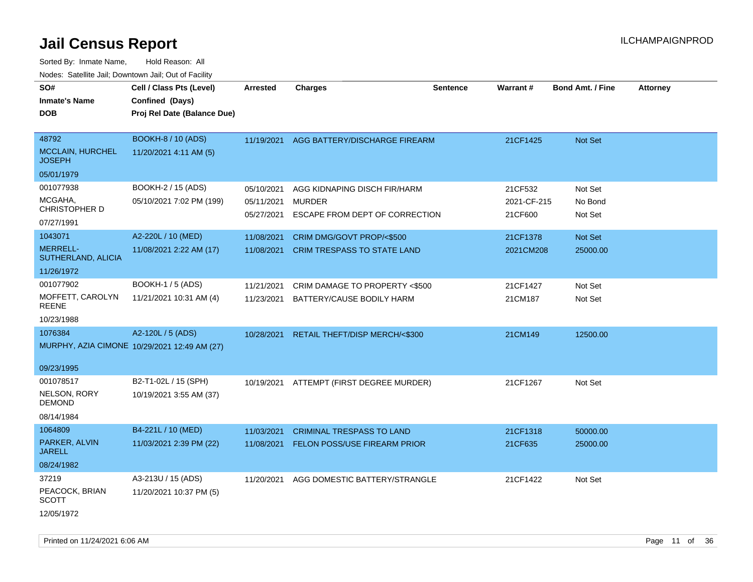# Jail Census Report

ILCHAMPAIGNPROD

Sorted By: Inmate Name, Hold Reason: All

Nodes: Satellite Jail; Downtown Jail; Out of Facility

| SO# / Inmate's Name / DOB | Cell / Class Pts (Level) / Confined (Days) / Proj Rel Date (Balance Due) | Arrested | Charges | Sentence | Warrant # | Bond Amt. / Fine | Attorney |
|---|---|---|---|---|---|---|---|
| 48792 MCCLAIN, HURCHEL JOSEPH 05/01/1979 | BOOKH-8 / 10 (ADS) 11/20/2021 4:11 AM (5) | 11/19/2021 | AGG BATTERY/DISCHARGE FIREARM | | 21CF1425 | Not Set | |
| 001077938 MCGAHA, CHRISTOPHER D 07/27/1991 | BOOKH-2 / 15 (ADS) 05/10/2021 7:02 PM (199) | 05/10/2021 | AGG KIDNAPING DISCH FIR/HARM | | 21CF532 | Not Set | |
| | | 05/11/2021 | MURDER | | 2021-CF-215 | No Bond | |
| | | 05/27/2021 | ESCAPE FROM DEPT OF CORRECTION | | 21CF600 | Not Set | |
| 1043071 MERRELL-SUTHERLAND, ALICIA 11/26/1972 | A2-220L / 10 (MED) 11/08/2021 2:22 AM (17) | 11/08/2021 | CRIM DMG/GOVT PROP/<$500 | | 21CF1378 | Not Set | |
| | | 11/08/2021 | CRIM TRESPASS TO STATE LAND | | 2021CM208 | 25000.00 | |
| 001077902 MOFFETT, CAROLYN REENE 10/23/1988 | BOOKH-1 / 5 (ADS) 11/21/2021 10:31 AM (4) | 11/21/2021 | CRIM DAMAGE TO PROPERTY <$500 | | 21CF1427 | Not Set | |
| | | 11/23/2021 | BATTERY/CAUSE BODILY HARM | | 21CM187 | Not Set | |
| 1076384 MURPHY, AZIA CIMONE 09/23/1995 | A2-120L / 5 (ADS) 10/29/2021 12:49 AM (27) | 10/28/2021 | RETAIL THEFT/DISP MERCH/<$300 | | 21CM149 | 12500.00 | |
| 001078517 NELSON, RORY DEMOND 08/14/1984 | B2-T1-02L / 15 (SPH) 10/19/2021 3:55 AM (37) | 10/19/2021 | ATTEMPT (FIRST DEGREE MURDER) | | 21CF1267 | Not Set | |
| 1064809 PARKER, ALVIN JARELL 08/24/1982 | B4-221L / 10 (MED) 11/03/2021 2:39 PM (22) | 11/03/2021 | CRIMINAL TRESPASS TO LAND | | 21CF1318 | 50000.00 | |
| | | 11/08/2021 | FELON POSS/USE FIREARM PRIOR | | 21CF635 | 25000.00 | |
| 37219 PEACOCK, BRIAN SCOTT 12/05/1972 | A3-213U / 15 (ADS) 11/20/2021 10:37 PM (5) | 11/20/2021 | AGG DOMESTIC BATTERY/STRANGLE | | 21CF1422 | Not Set | |

Printed on 11/24/2021 6:06 AM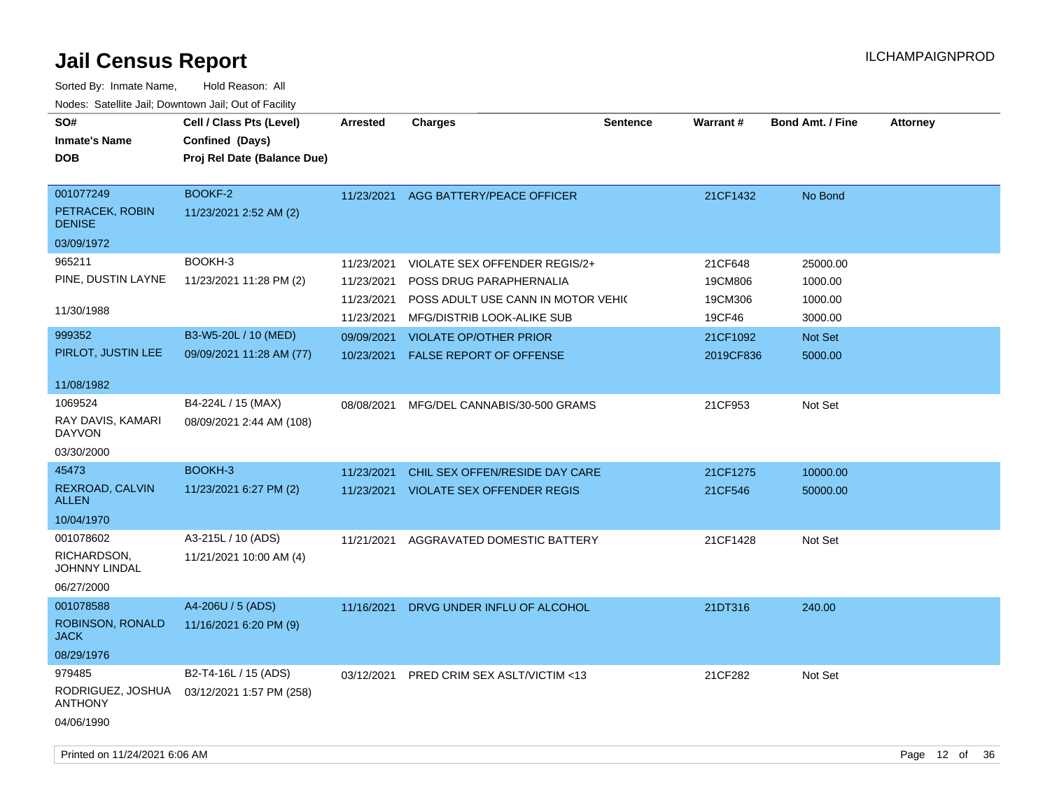# Jail Census Report

ILCHAMPAIGNPROD

Sorted By: Inmate Name, Hold Reason: All

Nodes: Satellite Jail; Downtown Jail; Out of Facility

| SO# / Inmate's Name / DOB | Cell / Class Pts (Level) / Confined (Days) / Proj Rel Date (Balance Due) | Arrested | Charges | Sentence | Warrant # | Bond Amt. / Fine | Attorney |
|---|---|---|---|---|---|---|---|
| 001077249<br>PETRACEK, ROBIN DENISE<br>03/09/1972 | BOOKF-2<br>11/23/2021 2:52 AM (2) | 11/23/2021 | AGG BATTERY/PEACE OFFICER | | 21CF1432 | No Bond | |
| 965211<br>PINE, DUSTIN LAYNE<br>11/30/1988 | BOOKH-3<br>11/23/2021 11:28 PM (2) | 11/23/2021 | VIOLATE SEX OFFENDER REGIS/2+ | | 21CF648 | 25000.00 | |
| | | 11/23/2021 | POSS DRUG PARAPHERNALIA | | 19CM806 | 1000.00 | |
| | | 11/23/2021 | POSS ADULT USE CANN IN MOTOR VEHIC | | 19CM306 | 1000.00 | |
| | | 11/23/2021 | MFG/DISTRIB LOOK-ALIKE SUB | | 19CF46 | 3000.00 | |
| 999352<br>PIRLOT, JUSTIN LEE<br>11/08/1982 | B3-W5-20L / 10 (MED)<br>09/09/2021 11:28 AM (77) | 09/09/2021 | VIOLATE OP/OTHER PRIOR | | 21CF1092 | Not Set | |
| | | 10/23/2021 | FALSE REPORT OF OFFENSE | | 2019CF836 | 5000.00 | |
| 1069524<br>RAY DAVIS, KAMARI DAYVON<br>03/30/2000 | B4-224L / 15 (MAX)<br>08/09/2021 2:44 AM (108) | 08/08/2021 | MFG/DEL CANNABIS/30-500 GRAMS | | 21CF953 | Not Set | |
| 45473<br>REXROAD, CALVIN ALLEN<br>10/04/1970 | BOOKH-3<br>11/23/2021 6:27 PM (2) | 11/23/2021 | CHIL SEX OFFEN/RESIDE DAY CARE | | 21CF1275 | 10000.00 | |
| | | 11/23/2021 | VIOLATE SEX OFFENDER REGIS | | 21CF546 | 50000.00 | |
| 001078602<br>RICHARDSON, JOHNNY LINDAL<br>06/27/2000 | A3-215L / 10 (ADS)<br>11/21/2021 10:00 AM (4) | 11/21/2021 | AGGRAVATED DOMESTIC BATTERY | | 21CF1428 | Not Set | |
| 001078588<br>ROBINSON, RONALD JACK<br>08/29/1976 | A4-206U / 5 (ADS)<br>11/16/2021 6:20 PM (9) | 11/16/2021 | DRVG UNDER INFLU OF ALCOHOL | | 21DT316 | 240.00 | |
| 979485<br>RODRIGUEZ, JOSHUA ANTHONY<br>04/06/1990 | B2-T4-16L / 15 (ADS)<br>03/12/2021 1:57 PM (258) | 03/12/2021 | PRED CRIM SEX ASLT/VICTIM <13 | | 21CF282 | Not Set | |

Printed on 11/24/2021 6:06 AM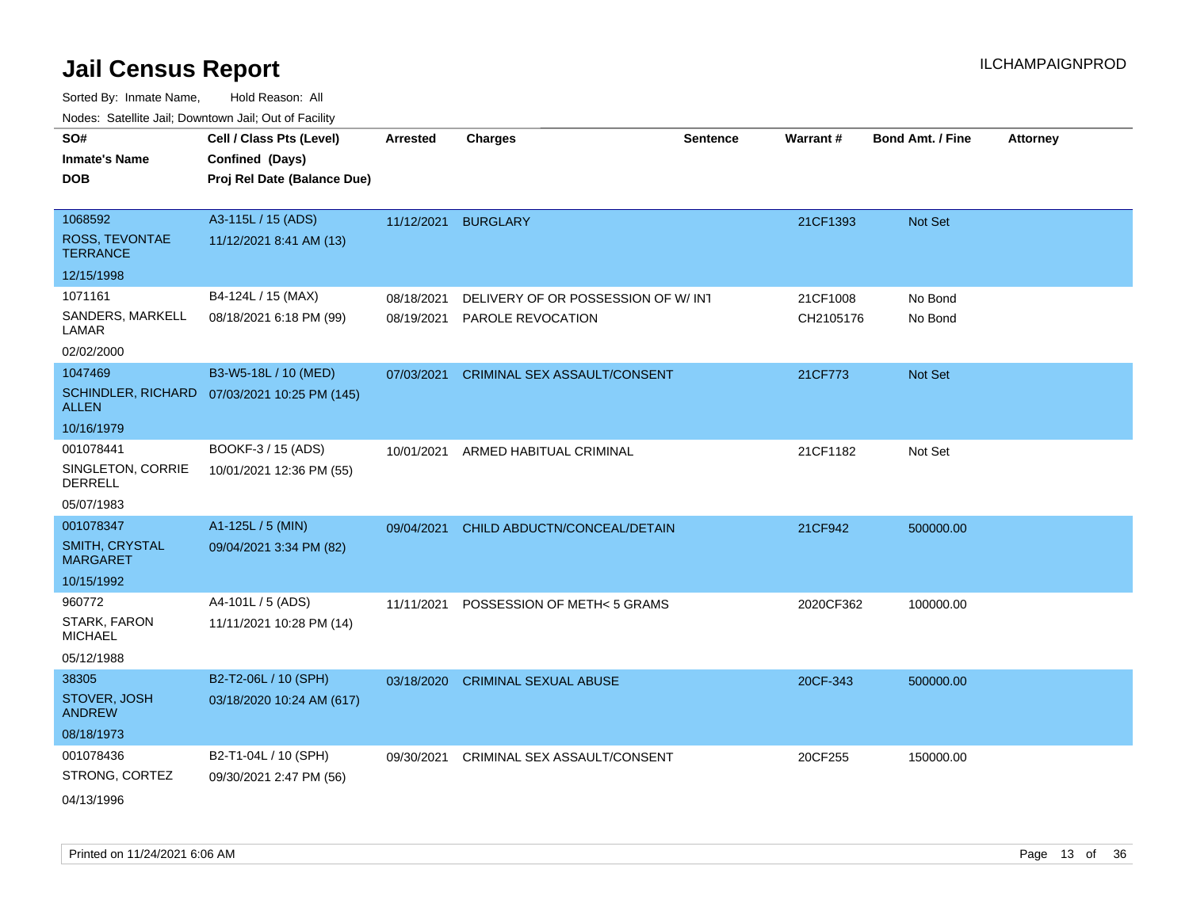# Jail Census Report

ILCHAMPAIGNPROD

Sorted By: Inmate Name, Hold Reason: All

Nodes: Satellite Jail; Downtown Jail; Out of Facility

| SO# / Inmate's Name / DOB | Cell / Class Pts (Level) / Confined (Days) / Proj Rel Date (Balance Due) | Arrested | Charges | Sentence | Warrant # | Bond Amt. / Fine | Attorney |
|---|---|---|---|---|---|---|---|
| 1068592<br>ROSS, TEVONTAE TERRANCE<br>12/15/1998 | A3-115L / 15 (ADS)<br>11/12/2021 8:41 AM (13) | 11/12/2021 | BURGLARY | | 21CF1393 | Not Set | |
| 1071161<br>SANDERS, MARKELL LAMAR<br>02/02/2000 | B4-124L / 15 (MAX)<br>08/18/2021 6:18 PM (99) | 08/18/2021<br>08/19/2021 | DELIVERY OF OR POSSESSION OF W/ INT<br>PAROLE REVOCATION | | 21CF1008<br>CH2105176 | No Bond<br>No Bond | |
| 1047469<br>SCHINDLER, RICHARD ALLEN<br>10/16/1979 | B3-W5-18L / 10 (MED)<br>07/03/2021 10:25 PM (145) | 07/03/2021 | CRIMINAL SEX ASSAULT/CONSENT | | 21CF773 | Not Set | |
| 001078441<br>SINGLETON, CORRIE DERRELL<br>05/07/1983 | BOOKF-3 / 15 (ADS)<br>10/01/2021 12:36 PM (55) | 10/01/2021 | ARMED HABITUAL CRIMINAL | | 21CF1182 | Not Set | |
| 001078347<br>SMITH, CRYSTAL MARGARET<br>10/15/1992 | A1-125L / 5 (MIN)<br>09/04/2021 3:34 PM (82) | 09/04/2021 | CHILD ABDUCTN/CONCEAL/DETAIN | | 21CF942 | 500000.00 | |
| 960772<br>STARK, FARON MICHAEL<br>05/12/1988 | A4-101L / 5 (ADS)<br>11/11/2021 10:28 PM (14) | 11/11/2021 | POSSESSION OF METH< 5 GRAMS | | 2020CF362 | 100000.00 | |
| 38305<br>STOVER, JOSH ANDREW<br>08/18/1973 | B2-T2-06L / 10 (SPH)<br>03/18/2020 10:24 AM (617) | 03/18/2020 | CRIMINAL SEXUAL ABUSE | | 20CF-343 | 500000.00 | |
| 001078436<br>STRONG, CORTEZ<br>04/13/1996 | B2-T1-04L / 10 (SPH)<br>09/30/2021 2:47 PM (56) | 09/30/2021 | CRIMINAL SEX ASSAULT/CONSENT | | 20CF255 | 150000.00 | |

Printed on 11/24/2021 6:06 AM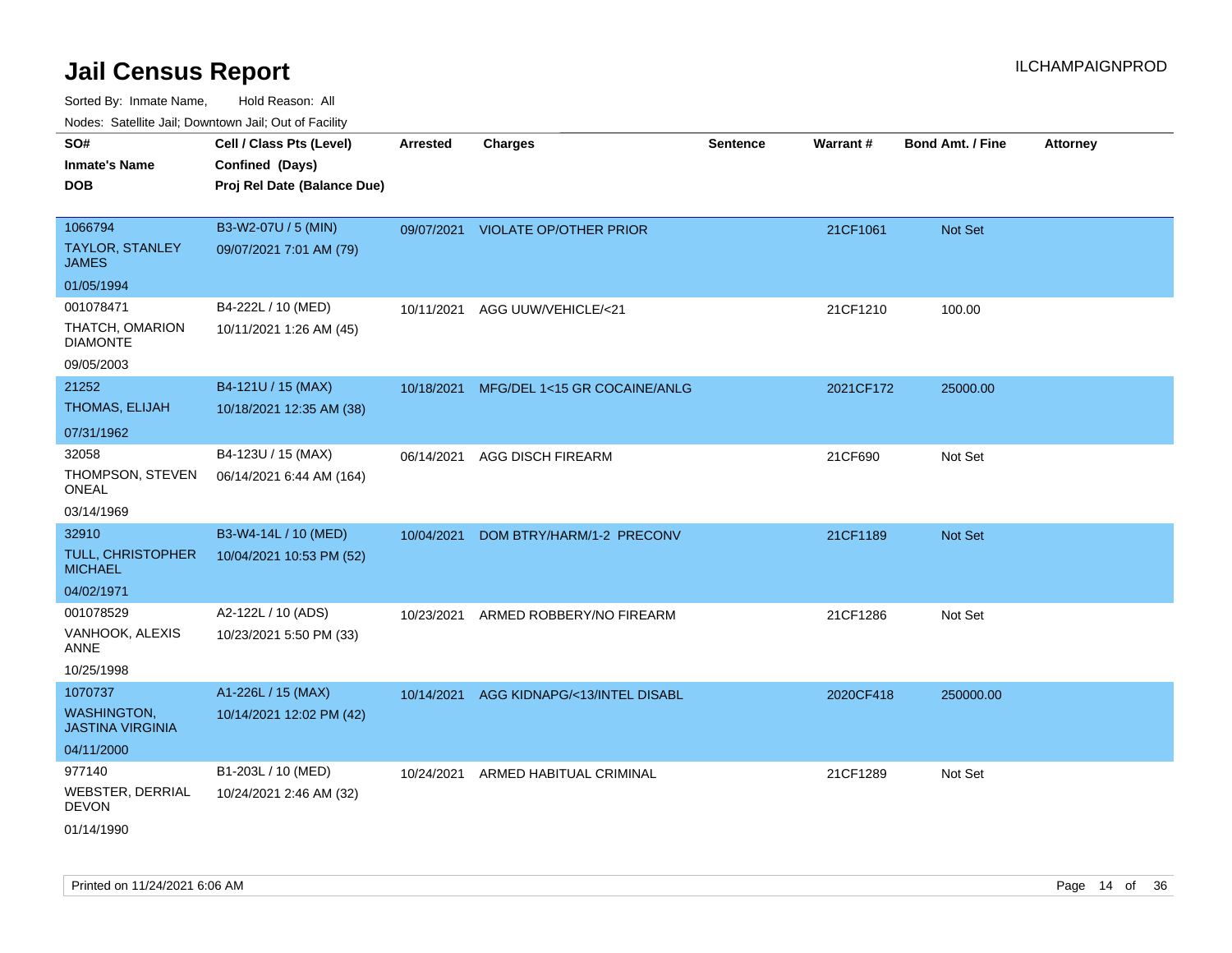# Jail Census Report

ILCHAMPAIGNPROD

Sorted By: Inmate Name, Hold Reason: All

Nodes: Satellite Jail; Downtown Jail; Out of Facility

| SO# / Inmate's Name / DOB | Cell / Class Pts (Level) / Confined (Days) / Proj Rel Date (Balance Due) | Arrested | Charges | Sentence | Warrant # | Bond Amt. / Fine | Attorney |
|---|---|---|---|---|---|---|---|
| 1066794<br>TAYLOR, STANLEY JAMES<br>01/05/1994 | B3-W2-07U / 5 (MIN)<br>09/07/2021 7:01 AM (79) | 09/07/2021 | VIOLATE OP/OTHER PRIOR | | 21CF1061 | Not Set | |
| 001078471<br>THATCH, OMARION DIAMONTE<br>09/05/2003 | B4-222L / 10 (MED)<br>10/11/2021 1:26 AM (45) | 10/11/2021 | AGG UUW/VEHICLE/<21 | | 21CF1210 | 100.00 | |
| 21252<br>THOMAS, ELIJAH<br>07/31/1962 | B4-121U / 15 (MAX)<br>10/18/2021 12:35 AM (38) | 10/18/2021 | MFG/DEL 1<15 GR COCAINE/ANLG | | 2021CF172 | 25000.00 | |
| 32058<br>THOMPSON, STEVEN ONEAL<br>03/14/1969 | B4-123U / 15 (MAX)<br>06/14/2021 6:44 AM (164) | 06/14/2021 | AGG DISCH FIREARM | | 21CF690 | Not Set | |
| 32910<br>TULL, CHRISTOPHER MICHAEL<br>04/02/1971 | B3-W4-14L / 10 (MED)<br>10/04/2021 10:53 PM (52) | 10/04/2021 | DOM BTRY/HARM/1-2 PRECONV | | 21CF1189 | Not Set | |
| 001078529<br>VANHOOK, ALEXIS ANNE<br>10/25/1998 | A2-122L / 10 (ADS)<br>10/23/2021 5:50 PM (33) | 10/23/2021 | ARMED ROBBERY/NO FIREARM | | 21CF1286 | Not Set | |
| 1070737<br>WASHINGTON, JASTINA VIRGINIA<br>04/11/2000 | A1-226L / 15 (MAX)<br>10/14/2021 12:02 PM (42) | 10/14/2021 | AGG KIDNAPG/<13/INTEL DISABL | | 2020CF418 | 250000.00 | |
| 977140<br>WEBSTER, DERRIAL DEVON<br>01/14/1990 | B1-203L / 10 (MED)<br>10/24/2021 2:46 AM (32) | 10/24/2021 | ARMED HABITUAL CRIMINAL | | 21CF1289 | Not Set | |

Printed on 11/24/2021 6:06 AM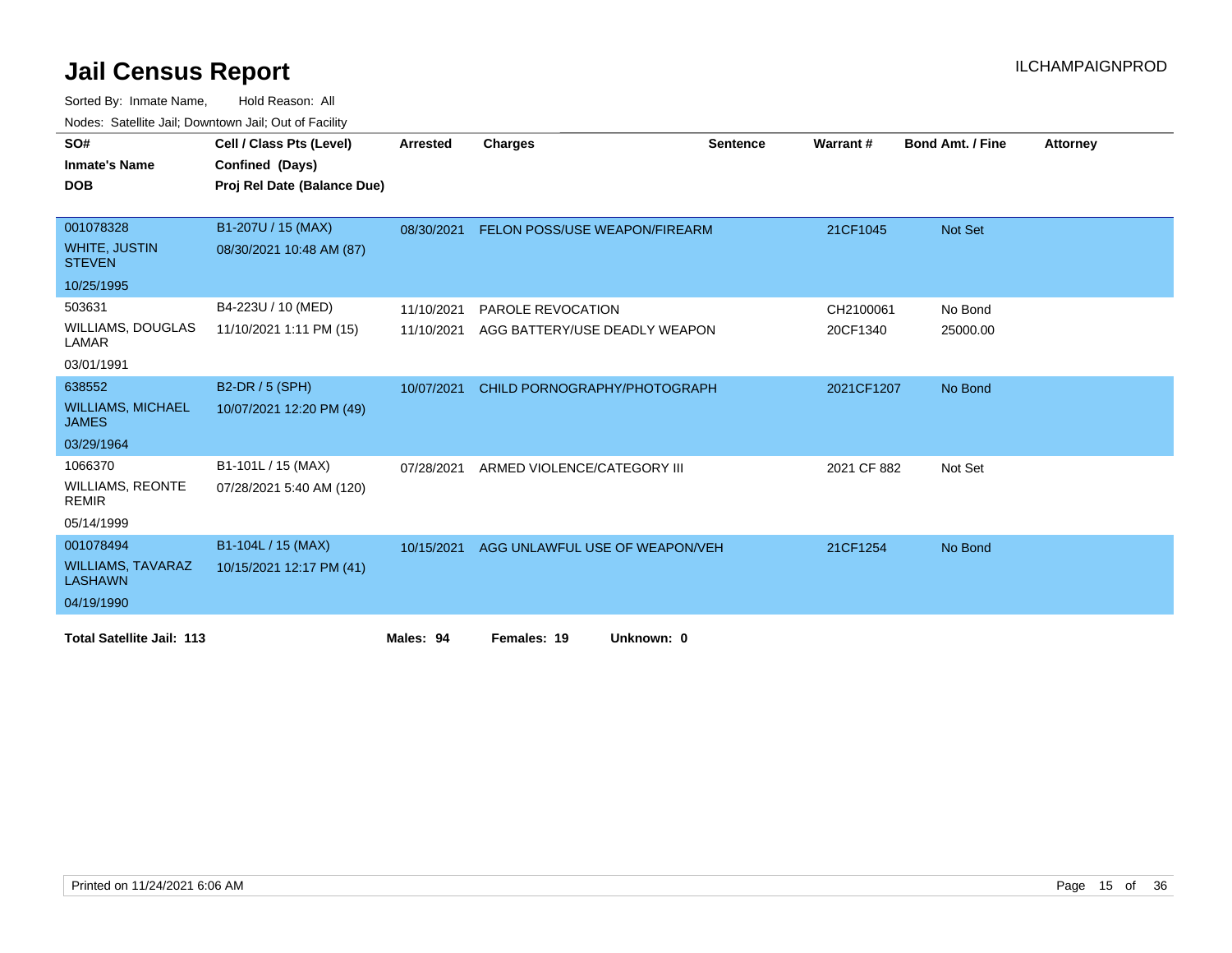# Jail Census Report

ILCHAMPAIGNPROD

Sorted By: Inmate Name, Hold Reason: All

Nodes: Satellite Jail; Downtown Jail; Out of Facility

| SO# / Inmate's Name / DOB | Cell / Class Pts (Level) / Confined (Days) / Proj Rel Date (Balance Due) | Arrested | Charges | Sentence | Warrant # | Bond Amt. / Fine | Attorney |
|---|---|---|---|---|---|---|---|
| 001078328 WHITE, JUSTIN STEVEN 10/25/1995 | B1-207U / 15 (MAX) 08/30/2021 10:48 AM (87) | 08/30/2021 | FELON POSS/USE WEAPON/FIREARM | | 21CF1045 | Not Set | |
| 503631 WILLIAMS, DOUGLAS LAMAR 03/01/1991 | B4-223U / 10 (MED) 11/10/2021 1:11 PM (15) | 11/10/2021 | PAROLE REVOCATION | | CH2100061 | No Bond | |
| | | 11/10/2021 | AGG BATTERY/USE DEADLY WEAPON | | 20CF1340 | 25000.00 | |
| 638552 WILLIAMS, MICHAEL JAMES 03/29/1964 | B2-DR / 5 (SPH) 10/07/2021 12:20 PM (49) | 10/07/2021 | CHILD PORNOGRAPHY/PHOTOGRAPH | | 2021CF1207 | No Bond | |
| 1066370 WILLIAMS, REONTE REMIR 05/14/1999 | B1-101L / 15 (MAX) 07/28/2021 5:40 AM (120) | 07/28/2021 | ARMED VIOLENCE/CATEGORY III | | 2021 CF 882 | Not Set | |
| 001078494 WILLIAMS, TAVARAZ LASHAWN 04/19/1990 | B1-104L / 15 (MAX) 10/15/2021 12:17 PM (41) | 10/15/2021 | AGG UNLAWFUL USE OF WEAPON/VEH | | 21CF1254 | No Bond | |

**Total Satellite Jail: 113** **Males: 94** **Females: 19** **Unknown: 0**

Printed on 11/24/2021 6:06 AM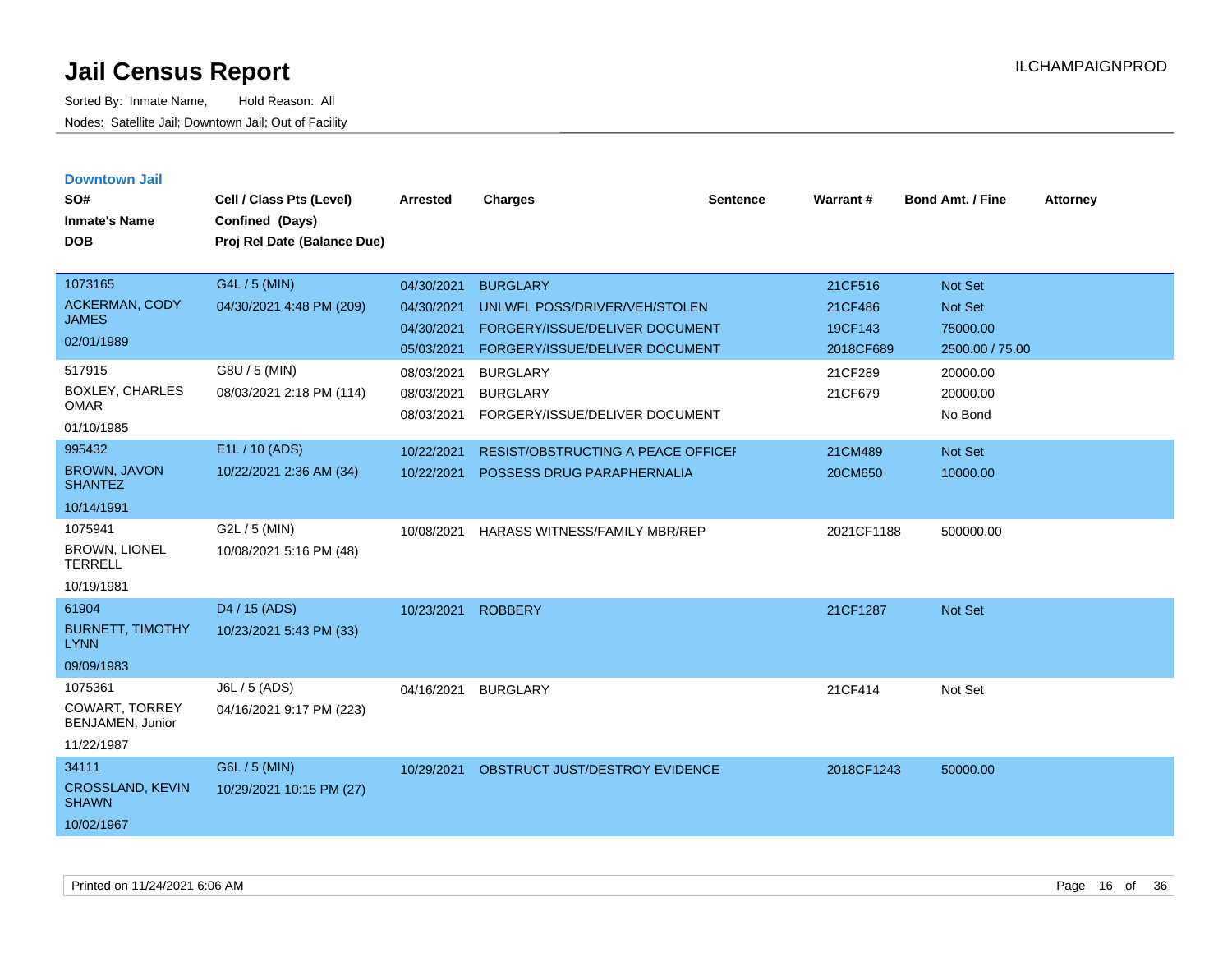# Jail Census Report

ILCHAMPAIGNPROD

Sorted By: Inmate Name, Hold Reason: All

Nodes: Satellite Jail; Downtown Jail; Out of Facility

## Downtown Jail

| SO# / Inmate's Name / DOB | Cell / Class Pts (Level) / Confined (Days) / Proj Rel Date (Balance Due) | Arrested | Charges | Sentence | Warrant # | Bond Amt. / Fine | Attorney |
|---|---|---|---|---|---|---|---|
| 1073165<br>ACKERMAN, CODY JAMES<br>02/01/1989 | G4L / 5 (MIN)<br>04/30/2021 4:48 PM (209) | 04/30/2021 | BURGLARY | | 21CF516 | Not Set | |
| | | 04/30/2021 | UNLWFL POSS/DRIVER/VEH/STOLEN | | 21CF486 | Not Set | |
| | | 04/30/2021 | FORGERY/ISSUE/DELIVER DOCUMENT | | 19CF143 | 75000.00 | |
| | | 05/03/2021 | FORGERY/ISSUE/DELIVER DOCUMENT | | 2018CF689 | 2500.00 / 75.00 | |
| 517915<br>BOXLEY, CHARLES OMAR<br>01/10/1985 | G8U / 5 (MIN)<br>08/03/2021 2:18 PM (114) | 08/03/2021 | BURGLARY | | 21CF289 | 20000.00 | |
| | | 08/03/2021 | BURGLARY | | 21CF679 | 20000.00 | |
| | | 08/03/2021 | FORGERY/ISSUE/DELIVER DOCUMENT | | | No Bond | |
| 995432<br>BROWN, JAVON SHANTEZ<br>10/14/1991 | E1L / 10 (ADS)<br>10/22/2021 2:36 AM (34) | 10/22/2021 | RESIST/OBSTRUCTING A PEACE OFFICEI | | 21CM489 | Not Set | |
| | | 10/22/2021 | POSSESS DRUG PARAPHERNALIA | | 20CM650 | 10000.00 | |
| 1075941<br>BROWN, LIONEL TERRELL<br>10/19/1981 | G2L / 5 (MIN)<br>10/08/2021 5:16 PM (48) | 10/08/2021 | HARASS WITNESS/FAMILY MBR/REP | | 2021CF1188 | 500000.00 | |
| 61904<br>BURNETT, TIMOTHY LYNN<br>09/09/1983 | D4 / 15 (ADS)<br>10/23/2021 5:43 PM (33) | 10/23/2021 | ROBBERY | | 21CF1287 | Not Set | |
| 1075361<br>COWART, TORREY BENJAMEN, Junior<br>11/22/1987 | J6L / 5 (ADS)<br>04/16/2021 9:17 PM (223) | 04/16/2021 | BURGLARY | | 21CF414 | Not Set | |
| 34111<br>CROSSLAND, KEVIN SHAWN<br>10/02/1967 | G6L / 5 (MIN)<br>10/29/2021 10:15 PM (27) | 10/29/2021 | OBSTRUCT JUST/DESTROY EVIDENCE | | 2018CF1243 | 50000.00 | |

Printed on 11/24/2021 6:06 AM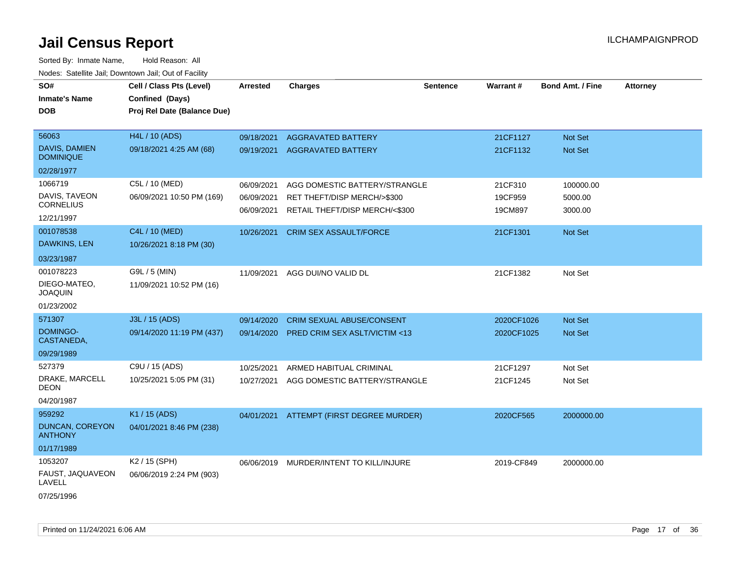# Jail Census Report

ILCHAMPAIGNPROD

Sorted By: Inmate Name, Hold Reason: All

Nodes: Satellite Jail; Downtown Jail; Out of Facility

| SO# / Inmate's Name / DOB | Cell / Class Pts (Level) / Confined (Days) / Proj Rel Date (Balance Due) | Arrested | Charges | Sentence | Warrant # | Bond Amt. / Fine | Attorney |
|---|---|---|---|---|---|---|---|
| 56063<br>DAVIS, DAMIEN DOMINIQUE<br>02/28/1977 | H4L / 10 (ADS)<br>09/18/2021 4:25 AM (68) | 09/18/2021<br>09/19/2021 | AGGRAVATED BATTERY<br>AGGRAVATED BATTERY | | 21CF1127<br>21CF1132 | Not Set<br>Not Set | |
| 1066719<br>DAVIS, TAVEON CORNELIUS<br>12/21/1997 | C5L / 10 (MED)<br>06/09/2021 10:50 PM (169) | 06/09/2021<br>06/09/2021<br>06/09/2021 | AGG DOMESTIC BATTERY/STRANGLE<br>RET THEFT/DISP MERCH/>$300<br>RETAIL THEFT/DISP MERCH/<$300 | | 21CF310<br>19CF959<br>19CM897 | 100000.00<br>5000.00<br>3000.00 | |
| 001078538<br>DAWKINS, LEN<br>03/23/1987 | C4L / 10 (MED)<br>10/26/2021 8:18 PM (30) | 10/26/2021 | CRIM SEX ASSAULT/FORCE | | 21CF1301 | Not Set | |
| 001078223<br>DIEGO-MATEO, JOAQUIN<br>01/23/2002 | G9L / 5 (MIN)<br>11/09/2021 10:52 PM (16) | 11/09/2021 | AGG DUI/NO VALID DL | | 21CF1382 | Not Set | |
| 571307<br>DOMINGO-CASTANEDA,<br>09/29/1989 | J3L / 15 (ADS)<br>09/14/2020 11:19 PM (437) | 09/14/2020<br>09/14/2020 | CRIM SEXUAL ABUSE/CONSENT<br>PRED CRIM SEX ASLT/VICTIM <13 | | 2020CF1026<br>2020CF1025 | Not Set<br>Not Set | |
| 527379<br>DRAKE, MARCELL DEON<br>04/20/1987 | C9U / 15 (ADS)<br>10/25/2021 5:05 PM (31) | 10/25/2021<br>10/27/2021 | ARMED HABITUAL CRIMINAL<br>AGG DOMESTIC BATTERY/STRANGLE | | 21CF1297<br>21CF1245 | Not Set<br>Not Set | |
| 959292<br>DUNCAN, COREYON ANTHONY<br>01/17/1989 | K1 / 15 (ADS)<br>04/01/2021 8:46 PM (238) | 04/01/2021 | ATTEMPT (FIRST DEGREE MURDER) | | 2020CF565 | 2000000.00 | |
| 1053207<br>FAUST, JAQUAVEON LAVELL<br>07/25/1996 | K2 / 15 (SPH)<br>06/06/2019 2:24 PM (903) | 06/06/2019 | MURDER/INTENT TO KILL/INJURE | | 2019-CF849 | 2000000.00 | |

Printed on 11/24/2021 6:06 AM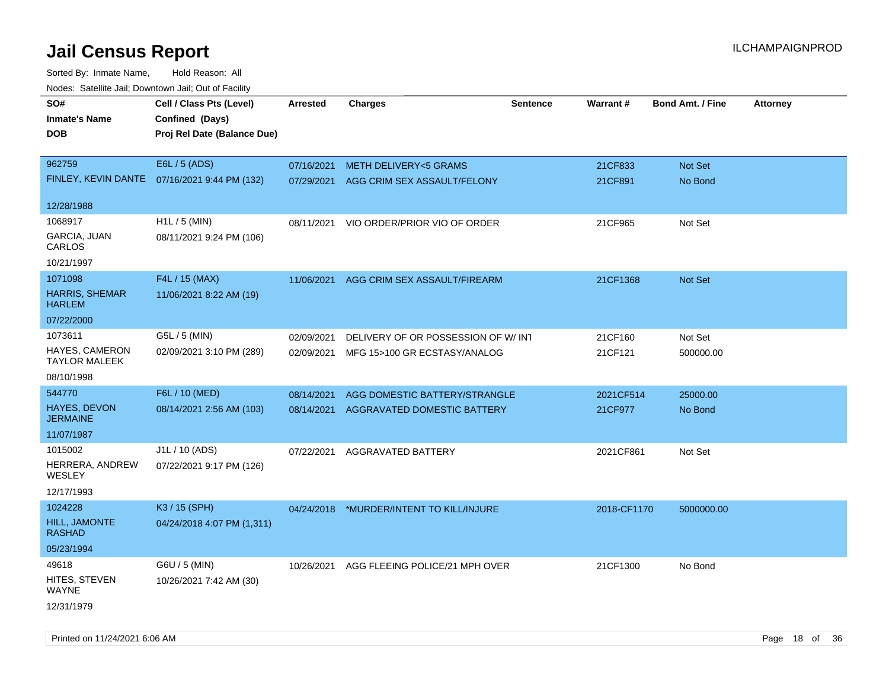# Jail Census Report

ILCHAMPAIGNPROD

Sorted By: Inmate Name, Hold Reason: All

Nodes: Satellite Jail; Downtown Jail; Out of Facility

| SO# / Inmate's Name / DOB | Cell / Class Pts (Level) / Confined (Days) / Proj Rel Date (Balance Due) | Arrested | Charges | Sentence | Warrant # | Bond Amt. / Fine | Attorney |
|---|---|---|---|---|---|---|---|
| 962759<br>FINLEY, KEVIN DANTE<br>12/28/1988 | E6L / 5 (ADS)<br>07/16/2021 9:44 PM (132) | 07/16/2021<br>07/29/2021 | METH DELIVERY<5 GRAMS<br>AGG CRIM SEX ASSAULT/FELONY | | 21CF833<br>21CF891 | Not Set<br>No Bond | |
| 1068917<br>GARCIA, JUAN CARLOS<br>10/21/1997 | H1L / 5 (MIN)<br>08/11/2021 9:24 PM (106) | 08/11/2021 | VIO ORDER/PRIOR VIO OF ORDER | | 21CF965 | Not Set | |
| 1071098<br>HARRIS, SHEMAR HARLEM<br>07/22/2000 | F4L / 15 (MAX)<br>11/06/2021 8:22 AM (19) | 11/06/2021 | AGG CRIM SEX ASSAULT/FIREARM | | 21CF1368 | Not Set | |
| 1073611<br>HAYES, CAMERON TAYLOR MALEEK<br>08/10/1998 | G5L / 5 (MIN)<br>02/09/2021 3:10 PM (289) | 02/09/2021<br>02/09/2021 | DELIVERY OF OR POSSESSION OF W/ INT<br>MFG 15>100 GR ECSTASY/ANALOG | | 21CF160<br>21CF121 | Not Set<br>500000.00 | |
| 544770<br>HAYES, DEVON JERMAINE<br>11/07/1987 | F6L / 10 (MED)<br>08/14/2021 2:56 AM (103) | 08/14/2021<br>08/14/2021 | AGG DOMESTIC BATTERY/STRANGLE<br>AGGRAVATED DOMESTIC BATTERY | | 2021CF514<br>21CF977 | 25000.00<br>No Bond | |
| 1015002<br>HERRERA, ANDREW WESLEY<br>12/17/1993 | J1L / 10 (ADS)<br>07/22/2021 9:17 PM (126) | 07/22/2021 | AGGRAVATED BATTERY | | 2021CF861 | Not Set | |
| 1024228<br>HILL, JAMONTE RASHAD<br>05/23/1994 | K3 / 15 (SPH)<br>04/24/2018 4:07 PM (1,311) | 04/24/2018 | *MURDER/INTENT TO KILL/INJURE | | 2018-CF1170 | 5000000.00 | |
| 49618<br>HITES, STEVEN WAYNE<br>12/31/1979 | G6U / 5 (MIN)<br>10/26/2021 7:42 AM (30) | 10/26/2021 | AGG FLEEING POLICE/21 MPH OVER | | 21CF1300 | No Bond | |

Printed on 11/24/2021 6:06 AM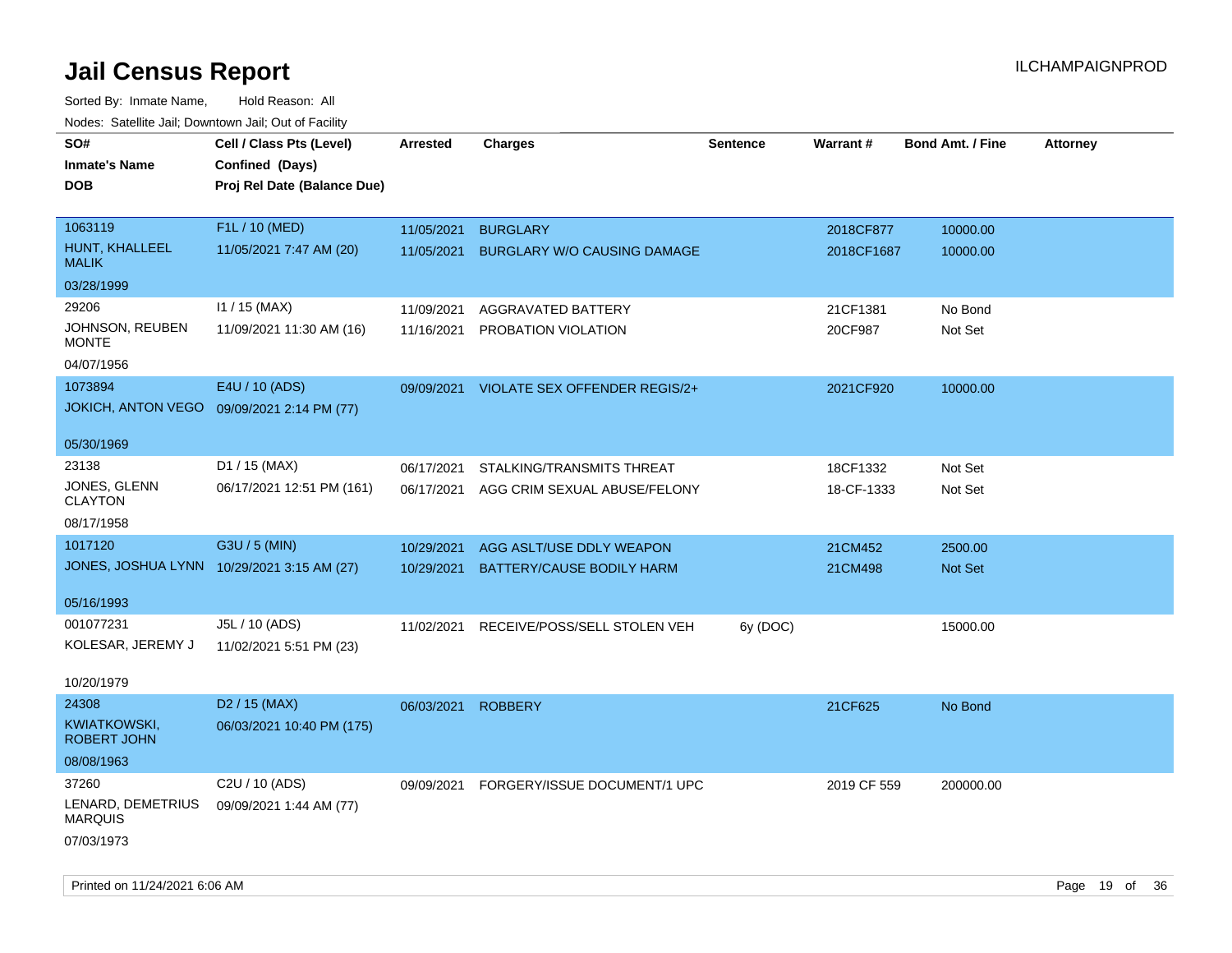# Jail Census Report

ILCHAMPAIGNPROD

Sorted By: Inmate Name, Hold Reason: All

Nodes: Satellite Jail; Downtown Jail; Out of Facility

| SO# / Inmate's Name / DOB | Cell / Class Pts (Level) / Confined (Days) / Proj Rel Date (Balance Due) | Arrested | Charges | Sentence | Warrant # | Bond Amt. / Fine | Attorney |
|---|---|---|---|---|---|---|---|
| 1063119 HUNT, KHALLEEL MALIK 03/28/1999 | F1L / 10 (MED) 11/05/2021 7:47 AM (20) | 11/05/2021 | BURGLARY | | 2018CF877 | 10000.00 | |
| | | 11/05/2021 | BURGLARY W/O CAUSING DAMAGE | | 2018CF1687 | 10000.00 | |
| 29206 JOHNSON, REUBEN MONTE 04/07/1956 | I1 / 15 (MAX) 11/09/2021 11:30 AM (16) | 11/09/2021 | AGGRAVATED BATTERY | | 21CF1381 | No Bond | |
| | | 11/16/2021 | PROBATION VIOLATION | | 20CF987 | Not Set | |
| 1073894 JOKICH, ANTON VEGO 05/30/1969 | E4U / 10 (ADS) 09/09/2021 2:14 PM (77) | 09/09/2021 | VIOLATE SEX OFFENDER REGIS/2+ | | 2021CF920 | 10000.00 | |
| 23138 JONES, GLENN CLAYTON 08/17/1958 | D1 / 15 (MAX) 06/17/2021 12:51 PM (161) | 06/17/2021 | STALKING/TRANSMITS THREAT | | 18CF1332 | Not Set | |
| | | 06/17/2021 | AGG CRIM SEXUAL ABUSE/FELONY | | 18-CF-1333 | Not Set | |
| 1017120 JONES, JOSHUA LYNN 05/16/1993 | G3U / 5 (MIN) 10/29/2021 3:15 AM (27) | 10/29/2021 | AGG ASLT/USE DDLY WEAPON | | 21CM452 | 2500.00 | |
| | | 10/29/2021 | BATTERY/CAUSE BODILY HARM | | 21CM498 | Not Set | |
| 001077231 KOLESAR, JEREMY J 10/20/1979 | J5L / 10 (ADS) 11/02/2021 5:51 PM (23) | 11/02/2021 | RECEIVE/POSS/SELL STOLEN VEH | 6y (DOC) | | 15000.00 | |
| 24308 KWIATKOWSKI, ROBERT JOHN 08/08/1963 | D2 / 15 (MAX) 06/03/2021 10:40 PM (175) | 06/03/2021 | ROBBERY | | 21CF625 | No Bond | |
| 37260 LENARD, DEMETRIUS MARQUIS 07/03/1973 | C2U / 10 (ADS) 09/09/2021 1:44 AM (77) | 09/09/2021 | FORGERY/ISSUE DOCUMENT/1 UPC | | 2019 CF 559 | 200000.00 | |

Printed on 11/24/2021 6:06 AM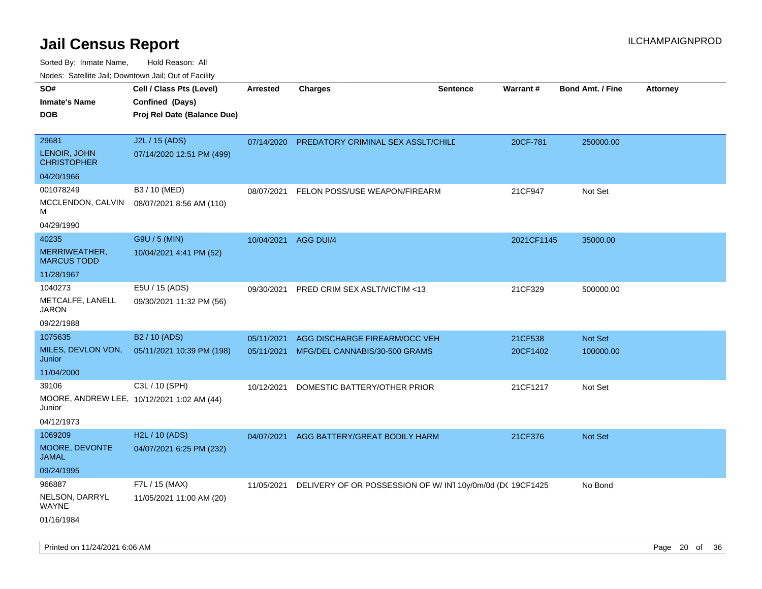# Jail Census Report

ILCHAMPAIGNPROD

Sorted By: Inmate Name, Hold Reason: All

Nodes: Satellite Jail; Downtown Jail; Out of Facility

| SO# / Inmate's Name / DOB | Cell / Class Pts (Level) / Confined (Days) / Proj Rel Date (Balance Due) | Arrested | Charges | Sentence | Warrant # | Bond Amt. / Fine | Attorney |
|---|---|---|---|---|---|---|---|
| 29681<br>LENOIR, JOHN CHRISTOPHER<br>04/20/1966 | J2L / 15 (ADS)<br>07/14/2020 12:51 PM (499) | 07/14/2020 | PREDATORY CRIMINAL SEX ASSLT/CHILD | | 20CF-781 | 250000.00 | |
| 001078249<br>MCCLENDON, CALVIN M<br>04/29/1990 | B3 / 10 (MED)<br>08/07/2021 8:56 AM (110) | 08/07/2021 | FELON POSS/USE WEAPON/FIREARM | | 21CF947 | Not Set | |
| 40235<br>MERRIWEATHER, MARCUS TODD<br>11/28/1967 | G9U / 5 (MIN)<br>10/04/2021 4:41 PM (52) | 10/04/2021 | AGG DUI/4 | | 2021CF1145 | 35000.00 | |
| 1040273<br>METCALFE, LANELL JARON<br>09/22/1988 | E5U / 15 (ADS)<br>09/30/2021 11:32 PM (56) | 09/30/2021 | PRED CRIM SEX ASLT/VICTIM <13 | | 21CF329 | 500000.00 | |
| 1075635<br>MILES, DEVLON VON, Junior<br>11/04/2000 | B2 / 10 (ADS)<br>05/11/2021 10:39 PM (198) | 05/11/2021 | AGG DISCHARGE FIREARM/OCC VEH | | 21CF538 | Not Set | |
| | | 05/11/2021 | MFG/DEL CANNABIS/30-500 GRAMS | | 20CF1402 | 100000.00 | |
| 39106<br>MOORE, ANDREW LEE, Junior<br>04/12/1973 | C3L / 10 (SPH)<br>10/12/2021 1:02 AM (44) | 10/12/2021 | DOMESTIC BATTERY/OTHER PRIOR | | 21CF1217 | Not Set | |
| 1069209<br>MOORE, DEVONTE JAMAL<br>09/24/1995 | H2L / 10 (ADS)<br>04/07/2021 6:25 PM (232) | 04/07/2021 | AGG BATTERY/GREAT BODILY HARM | | 21CF376 | Not Set | |
| 966887<br>NELSON, DARRYL WAYNE<br>01/16/1984 | F7L / 15 (MAX)<br>11/05/2021 11:00 AM (20) | 11/05/2021 | DELIVERY OF OR POSSESSION OF W/ INT | 10y/0m/0d (DC | 19CF1425 | No Bond | |

Printed on 11/24/2021 6:06 AM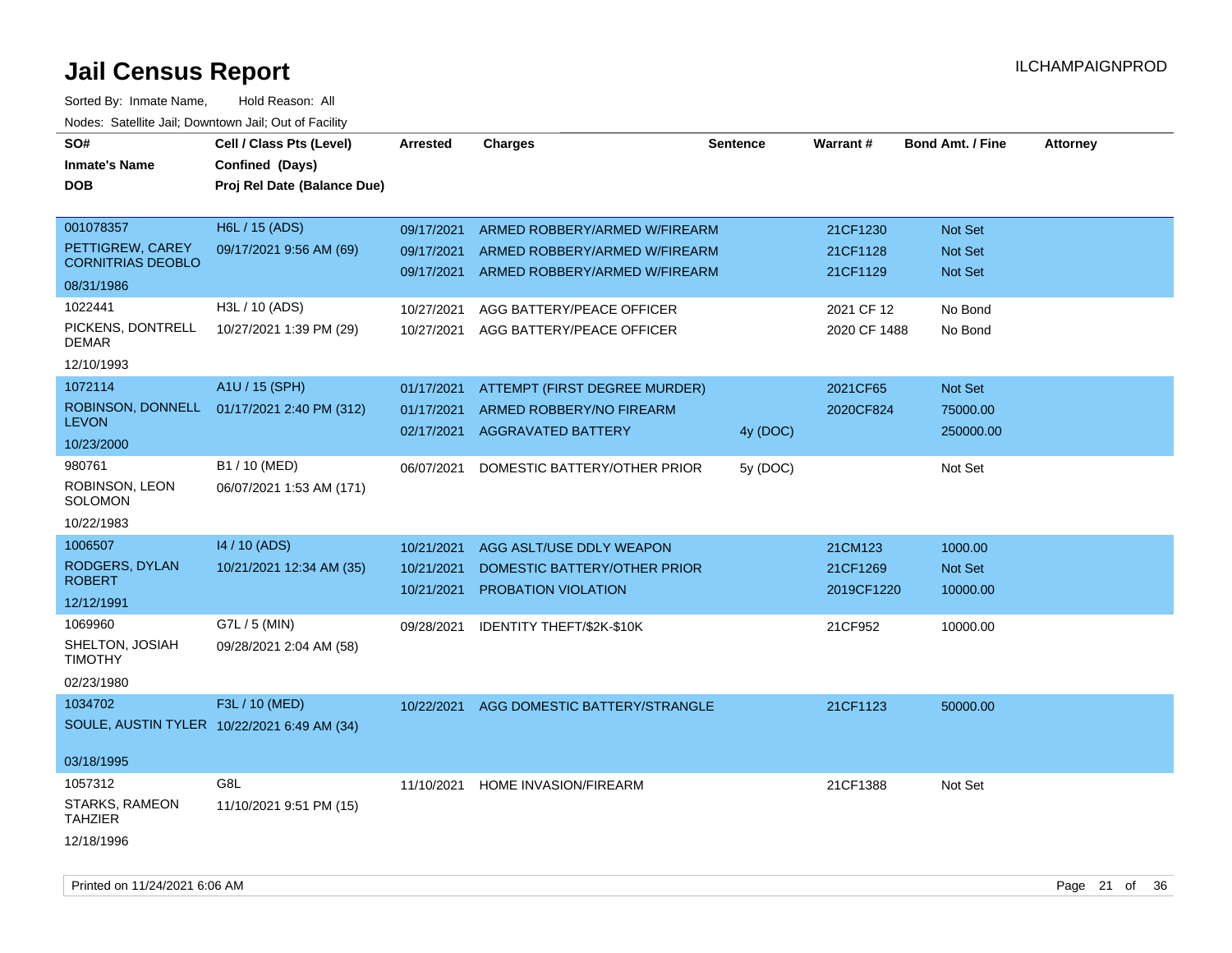# Jail Census Report

ILCHAMPAIGNPROD

Sorted By: Inmate Name, Hold Reason: All

Nodes: Satellite Jail; Downtown Jail; Out of Facility

| SO# / Inmate's Name / DOB | Cell / Class Pts (Level) / Confined (Days) / Proj Rel Date (Balance Due) | Arrested | Charges | Sentence | Warrant # | Bond Amt. / Fine | Attorney |
|---|---|---|---|---|---|---|---|
| 001078357 PETTIGREW, CAREY CORNITRIAS DEOBLO 08/31/1986 | H6L / 15 (ADS) 09/17/2021 9:56 AM (69) | 09/17/2021 | ARMED ROBBERY/ARMED W/FIREARM | | 21CF1230 | Not Set | |
| | | 09/17/2021 | ARMED ROBBERY/ARMED W/FIREARM | | 21CF1128 | Not Set | |
| | | 09/17/2021 | ARMED ROBBERY/ARMED W/FIREARM | | 21CF1129 | Not Set | |
| 1022441 PICKENS, DONTRELL DEMAR 12/10/1993 | H3L / 10 (ADS) 10/27/2021 1:39 PM (29) | 10/27/2021 | AGG BATTERY/PEACE OFFICER | | 2021 CF 12 | No Bond | |
| | | 10/27/2021 | AGG BATTERY/PEACE OFFICER | | 2020 CF 1488 | No Bond | |
| 1072114 ROBINSON, DONNELL LEVON 10/23/2000 | A1U / 15 (SPH) 01/17/2021 2:40 PM (312) | 01/17/2021 | ATTEMPT (FIRST DEGREE MURDER) | | 2021CF65 | Not Set | |
| | | 01/17/2021 | ARMED ROBBERY/NO FIREARM | | 2020CF824 | 75000.00 | |
| | | 02/17/2021 | AGGRAVATED BATTERY | 4y (DOC) | | 250000.00 | |
| 980761 ROBINSON, LEON SOLOMON 10/22/1983 | B1 / 10 (MED) 06/07/2021 1:53 AM (171) | 06/07/2021 | DOMESTIC BATTERY/OTHER PRIOR | 5y (DOC) | | Not Set | |
| 1006507 RODGERS, DYLAN ROBERT 12/12/1991 | I4 / 10 (ADS) 10/21/2021 12:34 AM (35) | 10/21/2021 | AGG ASLT/USE DDLY WEAPON | | 21CM123 | 1000.00 | |
| | | 10/21/2021 | DOMESTIC BATTERY/OTHER PRIOR | | 21CF1269 | Not Set | |
| | | 10/21/2021 | PROBATION VIOLATION | | 2019CF1220 | 10000.00 | |
| 1069960 SHELTON, JOSIAH TIMOTHY 02/23/1980 | G7L / 5 (MIN) 09/28/2021 2:04 AM (58) | 09/28/2021 | IDENTITY THEFT/$2K-$10K | | 21CF952 | 10000.00 | |
| 1034702 SOULE, AUSTIN TYLER 03/18/1995 | F3L / 10 (MED) 10/22/2021 6:49 AM (34) | 10/22/2021 | AGG DOMESTIC BATTERY/STRANGLE | | 21CF1123 | 50000.00 | |
| 1057312 STARKS, RAMEON TAHZIER 12/18/1996 | G8L 11/10/2021 9:51 PM (15) | 11/10/2021 | HOME INVASION/FIREARM | | 21CF1388 | Not Set | |

Printed on 11/24/2021 6:06 AM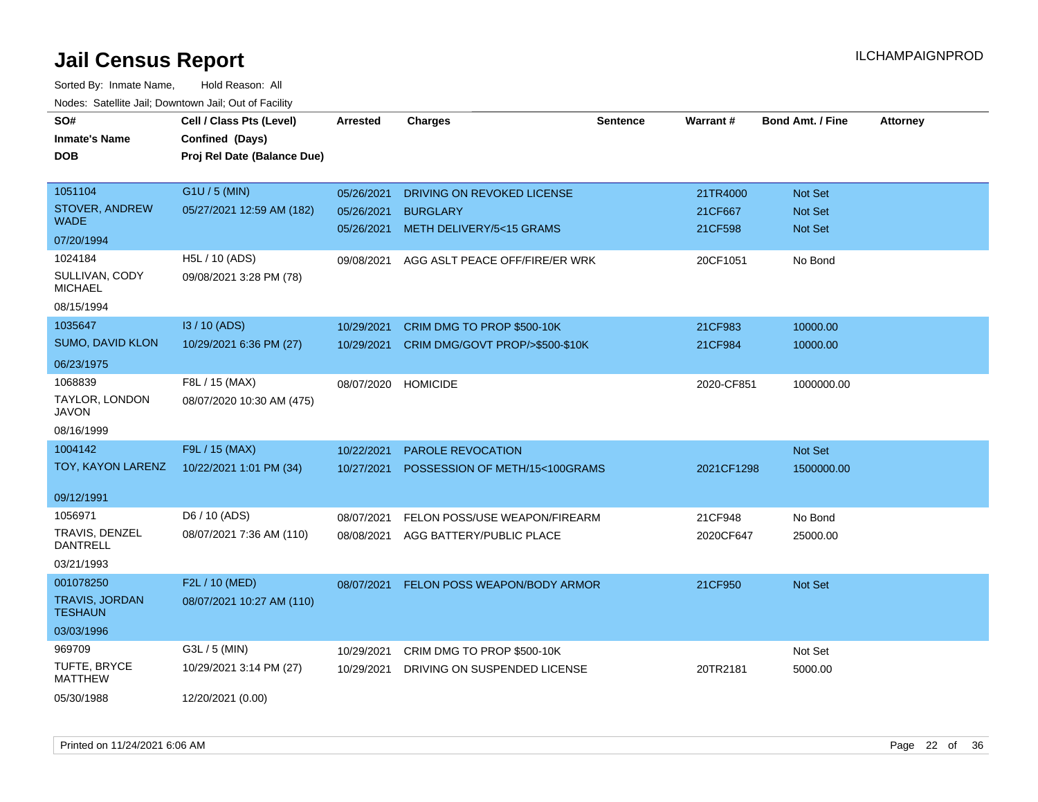# Jail Census Report

Sorted By: Inmate Name, Hold Reason: All

Nodes: Satellite Jail; Downtown Jail; Out of Facility

| SO# / Inmate's Name / DOB | Cell / Class Pts (Level) / Confined (Days) / Proj Rel Date (Balance Due) | Arrested | Charges | Sentence | Warrant # | Bond Amt. / Fine | Attorney |
|---|---|---|---|---|---|---|---|
| 1051104<br>STOVER, ANDREW WADE<br>07/20/1994 | G1U / 5 (MIN)<br>05/27/2021 12:59 AM (182) | 05/26/2021<br>05/26/2021<br>05/26/2021 | DRIVING ON REVOKED LICENSE<br>BURGLARY<br>METH DELIVERY/5<15 GRAMS | | 21TR4000<br>21CF667<br>21CF598 | Not Set<br>Not Set<br>Not Set | |
| 1024184<br>SULLIVAN, CODY MICHAEL<br>08/15/1994 | H5L / 10 (ADS)<br>09/08/2021 3:28 PM (78) | 09/08/2021 | AGG ASLT PEACE OFF/FIRE/ER WRK | | 20CF1051 | No Bond | |
| 1035647<br>SUMO, DAVID KLON<br>06/23/1975 | I3 / 10 (ADS)<br>10/29/2021 6:36 PM (27) | 10/29/2021<br>10/29/2021 | CRIM DMG TO PROP $500-10K<br>CRIM DMG/GOVT PROP/>$500-$10K | | 21CF983<br>21CF984 | 10000.00<br>10000.00 | |
| 1068839<br>TAYLOR, LONDON JAVON<br>08/16/1999 | F8L / 15 (MAX)<br>08/07/2020 10:30 AM (475) | 08/07/2020 | HOMICIDE | | 2020-CF851 | 1000000.00 | |
| 1004142<br>TOY, KAYON LARENZ<br>09/12/1991 | F9L / 15 (MAX)<br>10/22/2021 1:01 PM (34) | 10/22/2021<br>10/27/2021 | PAROLE REVOCATION<br>POSSESSION OF METH/15<100GRAMS | | <br>2021CF1298 | Not Set<br>1500000.00 | |
| 1056971<br>TRAVIS, DENZEL DANTRELL<br>03/21/1993 | D6 / 10 (ADS)<br>08/07/2021 7:36 AM (110) | 08/07/2021<br>08/08/2021 | FELON POSS/USE WEAPON/FIREARM<br>AGG BATTERY/PUBLIC PLACE | | 21CF948<br>2020CF647 | No Bond<br>25000.00 | |
| 001078250<br>TRAVIS, JORDAN TESHAUN<br>03/03/1996 | F2L / 10 (MED)<br>08/07/2021 10:27 AM (110) | 08/07/2021 | FELON POSS WEAPON/BODY ARMOR | | 21CF950 | Not Set | |
| 969709<br>TUFTE, BRYCE MATTHEW<br>05/30/1988 | G3L / 5 (MIN)<br>10/29/2021 3:14 PM (27)<br>12/20/2021 (0.00) | 10/29/2021<br>10/29/2021 | CRIM DMG TO PROP $500-10K<br>DRIVING ON SUSPENDED LICENSE | | <br>20TR2181 | Not Set<br>5000.00 | |

Printed on 11/24/2021 6:06 AM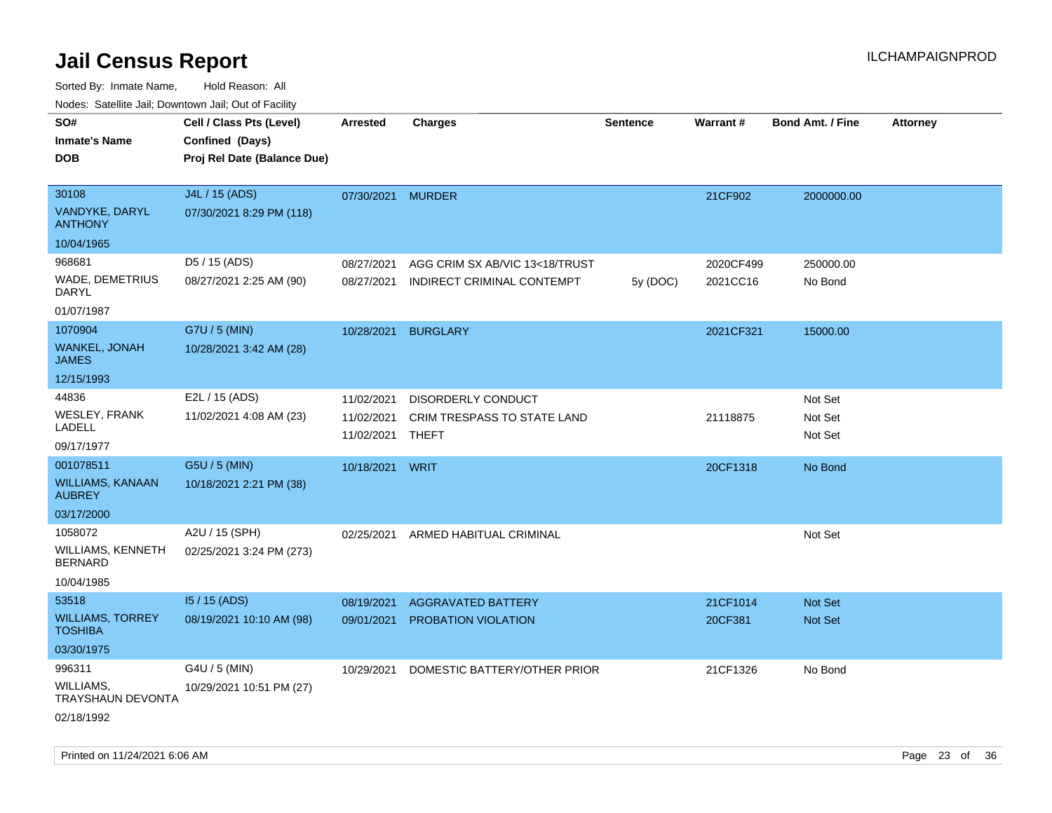# Jail Census Report

ILCHAMPAIGNPROD

Sorted By: Inmate Name, Hold Reason: All

Nodes: Satellite Jail; Downtown Jail; Out of Facility

| SO# / Inmate's Name / DOB | Cell / Class Pts (Level) / Confined (Days) / Proj Rel Date (Balance Due) | Arrested | Charges | Sentence | Warrant # | Bond Amt. / Fine | Attorney |
|---|---|---|---|---|---|---|---|
| 30108<br>VANDYKE, DARYL ANTHONY<br>10/04/1965 | J4L / 15 (ADS)<br>07/30/2021 8:29 PM (118) | 07/30/2021 | MURDER | | 21CF902 | 2000000.00 | |
| 968681<br>WADE, DEMETRIUS DARYL<br>01/07/1987 | D5 / 15 (ADS)<br>08/27/2021 2:25 AM (90) | 08/27/2021<br>08/27/2021 | AGG CRIM SX AB/VIC 13<18/TRUST<br>INDIRECT CRIMINAL CONTEMPT | <br>5y (DOC) | 2020CF499<br>2021CC16 | 250000.00<br>No Bond | |
| 1070904<br>WANKEL, JONAH JAMES<br>12/15/1993 | G7U / 5 (MIN)<br>10/28/2021 3:42 AM (28) | 10/28/2021 | BURGLARY | | 2021CF321 | 15000.00 | |
| 44836<br>WESLEY, FRANK LADELL<br>09/17/1977 | E2L / 15 (ADS)<br>11/02/2021 4:08 AM (23) | 11/02/2021<br>11/02/2021<br>11/02/2021 | DISORDERLY CONDUCT<br>CRIM TRESPASS TO STATE LAND<br>THEFT | | <br>21118875 | Not Set<br>Not Set<br>Not Set | |
| 001078511<br>WILLIAMS, KANAAN AUBREY<br>03/17/2000 | G5U / 5 (MIN)<br>10/18/2021 2:21 PM (38) | 10/18/2021 | WRIT | | 20CF1318 | No Bond | |
| 1058072<br>WILLIAMS, KENNETH BERNARD<br>10/04/1985 | A2U / 15 (SPH)<br>02/25/2021 3:24 PM (273) | 02/25/2021 | ARMED HABITUAL CRIMINAL | | | Not Set | |
| 53518<br>WILLIAMS, TORREY TOSHIBA<br>03/30/1975 | I5 / 15 (ADS)<br>08/19/2021 10:10 AM (98) | 08/19/2021<br>09/01/2021 | AGGRAVATED BATTERY<br>PROBATION VIOLATION | | 21CF1014<br>20CF381 | Not Set<br>Not Set | |
| 996311<br>WILLIAMS, TRAYSHAUN DEVONTA<br>02/18/1992 | G4U / 5 (MIN)<br>10/29/2021 10:51 PM (27) | 10/29/2021 | DOMESTIC BATTERY/OTHER PRIOR | | 21CF1326 | No Bond | |

Printed on 11/24/2021 6:06 AM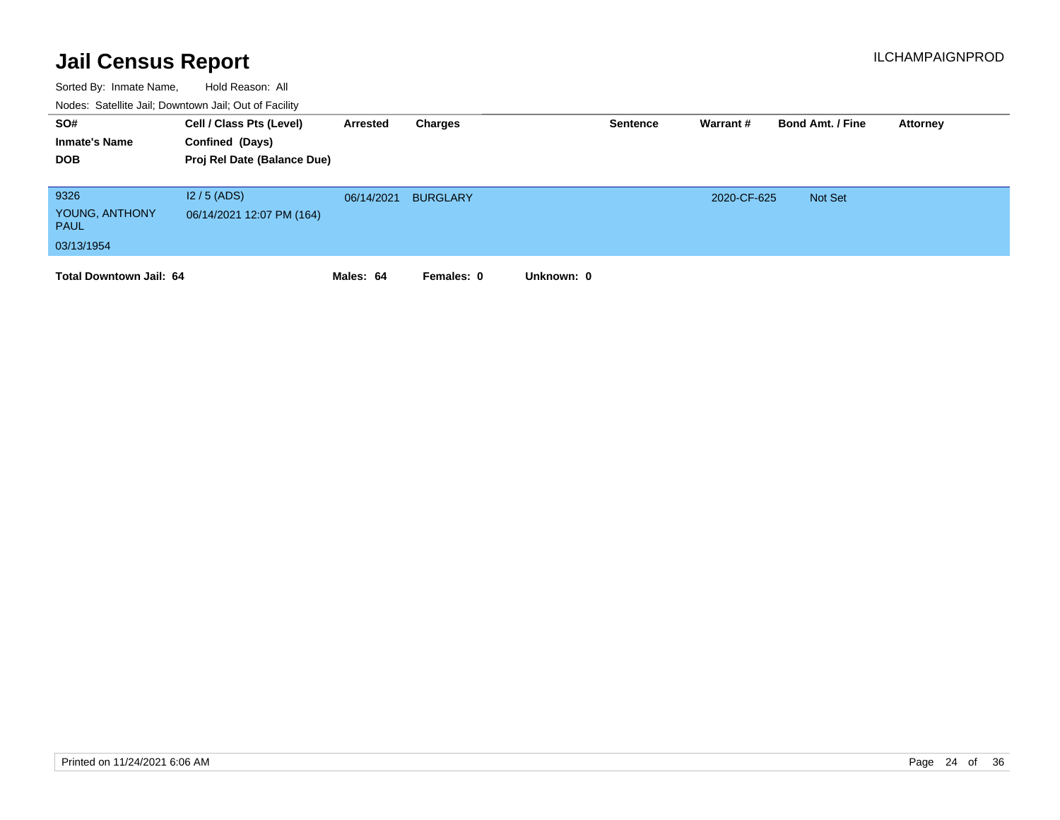# Jail Census Report

ILCHAMPAIGNPROD

Sorted By: Inmate Name, Hold Reason: All

Nodes: Satellite Jail; Downtown Jail; Out of Facility

| SO# / Inmate's Name / DOB | Cell / Class Pts (Level) / Confined (Days) / Proj Rel Date (Balance Due) | Arrested | Charges | Sentence | Warrant # | Bond Amt. / Fine | Attorney |
|---|---|---|---|---|---|---|---|
| 9326<br>YOUNG, ANTHONY PAUL<br>03/13/1954 | I2 / 5 (ADS)<br>06/14/2021 12:07 PM (164) | 06/14/2021 | BURGLARY | | 2020-CF-625 | Not Set | |

**Total Downtown Jail: 64** **Males: 64** **Females: 0** **Unknown: 0**

Printed on 11/24/2021 6:06 AM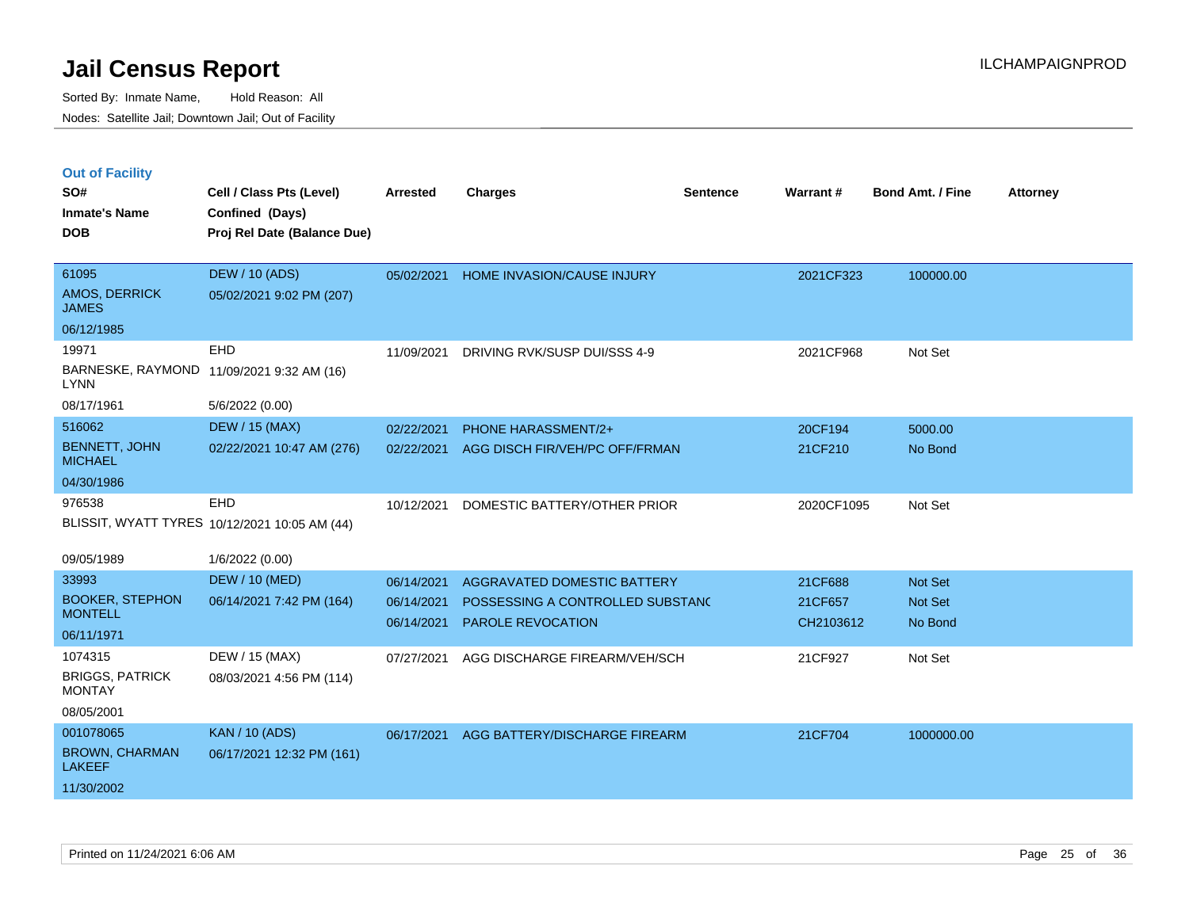# Jail Census Report

Sorted By: Inmate Name, Hold Reason: All

Nodes: Satellite Jail; Downtown Jail; Out of Facility

ILCHAMPAIGNPROD

## Out of Facility

| SO# / Inmate's Name / DOB | Cell / Class Pts (Level) / Confined (Days) / Proj Rel Date (Balance Due) | Arrested | Charges | Sentence | Warrant # | Bond Amt. / Fine | Attorney |
|---|---|---|---|---|---|---|---|
| 61095<br>AMOS, DERRICK JAMES<br>06/12/1985 | DEW / 10 (ADS)<br>05/02/2021 9:02 PM (207) | 05/02/2021 | HOME INVASION/CAUSE INJURY | | 2021CF323 | 100000.00 | |
| 19971<br>BARNESKE, RAYMOND LYNN<br>08/17/1961 | EHD<br>11/09/2021 9:32 AM (16)<br>5/6/2022 (0.00) | 11/09/2021 | DRIVING RVK/SUSP DUI/SSS 4-9 | | 2021CF968 | Not Set | |
| 516062<br>BENNETT, JOHN MICHAEL<br>04/30/1986 | DEW / 15 (MAX)<br>02/22/2021 10:47 AM (276) | 02/22/2021<br>02/22/2021 | PHONE HARASSMENT/2+<br>AGG DISCH FIR/VEH/PC OFF/FRMAN | | 20CF194<br>21CF210 | 5000.00<br>No Bond | |
| 976538<br>BLISSIT, WYATT TYRES<br>09/05/1989 | EHD<br>10/12/2021 10:05 AM (44)<br>1/6/2022 (0.00) | 10/12/2021 | DOMESTIC BATTERY/OTHER PRIOR | | 2020CF1095 | Not Set | |
| 33993<br>BOOKER, STEPHON MONTELL<br>06/11/1971 | DEW / 10 (MED)<br>06/14/2021 7:42 PM (164) | 06/14/2021<br>06/14/2021<br>06/14/2021 | AGGRAVATED DOMESTIC BATTERY<br>POSSESSING A CONTROLLED SUBSTANC<br>PAROLE REVOCATION | | 21CF688<br>21CF657<br>CH2103612 | Not Set<br>Not Set<br>No Bond | |
| 1074315<br>BRIGGS, PATRICK MONTAY<br>08/05/2001 | DEW / 15 (MAX)<br>08/03/2021 4:56 PM (114) | 07/27/2021 | AGG DISCHARGE FIREARM/VEH/SCH | | 21CF927 | Not Set | |
| 001078065<br>BROWN, CHARMAN LAKEEF<br>11/30/2002 | KAN / 10 (ADS)<br>06/17/2021 12:32 PM (161) | 06/17/2021 | AGG BATTERY/DISCHARGE FIREARM | | 21CF704 | 1000000.00 | |

Printed on 11/24/2021 6:06 AM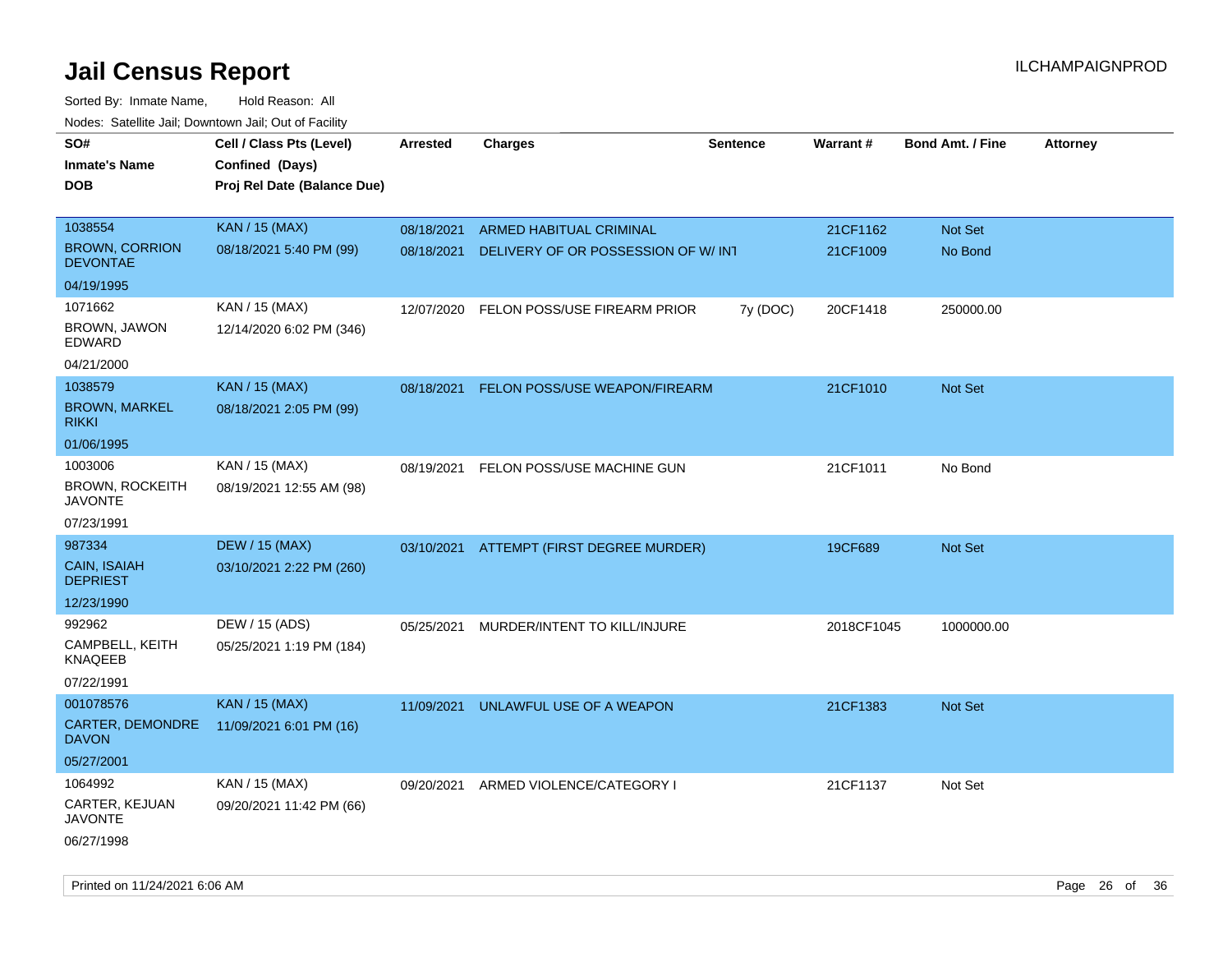# Jail Census Report

Sorted By: Inmate Name, Hold Reason: All

Nodes: Satellite Jail; Downtown Jail; Out of Facility

| SO# / Inmate's Name / DOB | Cell / Class Pts (Level) / Confined (Days) / Proj Rel Date (Balance Due) | Arrested | Charges | Sentence | Warrant # | Bond Amt. / Fine | Attorney |
|---|---|---|---|---|---|---|---|
| 1038554<br>BROWN, CORRION DEVONTAE<br>04/19/1995 | KAN / 15 (MAX)<br>08/18/2021 5:40 PM (99) | 08/18/2021<br>08/18/2021 | ARMED HABITUAL CRIMINAL<br>DELIVERY OF OR POSSESSION OF W/ INT | | 21CF1162<br>21CF1009 | Not Set<br>No Bond | |
| 1071662<br>BROWN, JAWON EDWARD<br>04/21/2000 | KAN / 15 (MAX)<br>12/14/2020 6:02 PM (346) | 12/07/2020 | FELON POSS/USE FIREARM PRIOR | 7y (DOC) | 20CF1418 | 250000.00 | |
| 1038579<br>BROWN, MARKEL RIKKI<br>01/06/1995 | KAN / 15 (MAX)<br>08/18/2021 2:05 PM (99) | 08/18/2021 | FELON POSS/USE WEAPON/FIREARM | | 21CF1010 | Not Set | |
| 1003006<br>BROWN, ROCKEITH JAVONTE<br>07/23/1991 | KAN / 15 (MAX)<br>08/19/2021 12:55 AM (98) | 08/19/2021 | FELON POSS/USE MACHINE GUN | | 21CF1011 | No Bond | |
| 987334<br>CAIN, ISAIAH DEPRIEST<br>12/23/1990 | DEW / 15 (MAX)<br>03/10/2021 2:22 PM (260) | 03/10/2021 | ATTEMPT (FIRST DEGREE MURDER) | | 19CF689 | Not Set | |
| 992962<br>CAMPBELL, KEITH KNAQEEB<br>07/22/1991 | DEW / 15 (ADS)<br>05/25/2021 1:19 PM (184) | 05/25/2021 | MURDER/INTENT TO KILL/INJURE | | 2018CF1045 | 1000000.00 | |
| 001078576<br>CARTER, DEMONDRE DAVON<br>05/27/2001 | KAN / 15 (MAX)<br>11/09/2021 6:01 PM (16) | 11/09/2021 | UNLAWFUL USE OF A WEAPON | | 21CF1383 | Not Set | |
| 1064992<br>CARTER, KEJUAN JAVONTE<br>06/27/1998 | KAN / 15 (MAX)<br>09/20/2021 11:42 PM (66) | 09/20/2021 | ARMED VIOLENCE/CATEGORY I | | 21CF1137 | Not Set | |

Printed on 11/24/2021 6:06 AM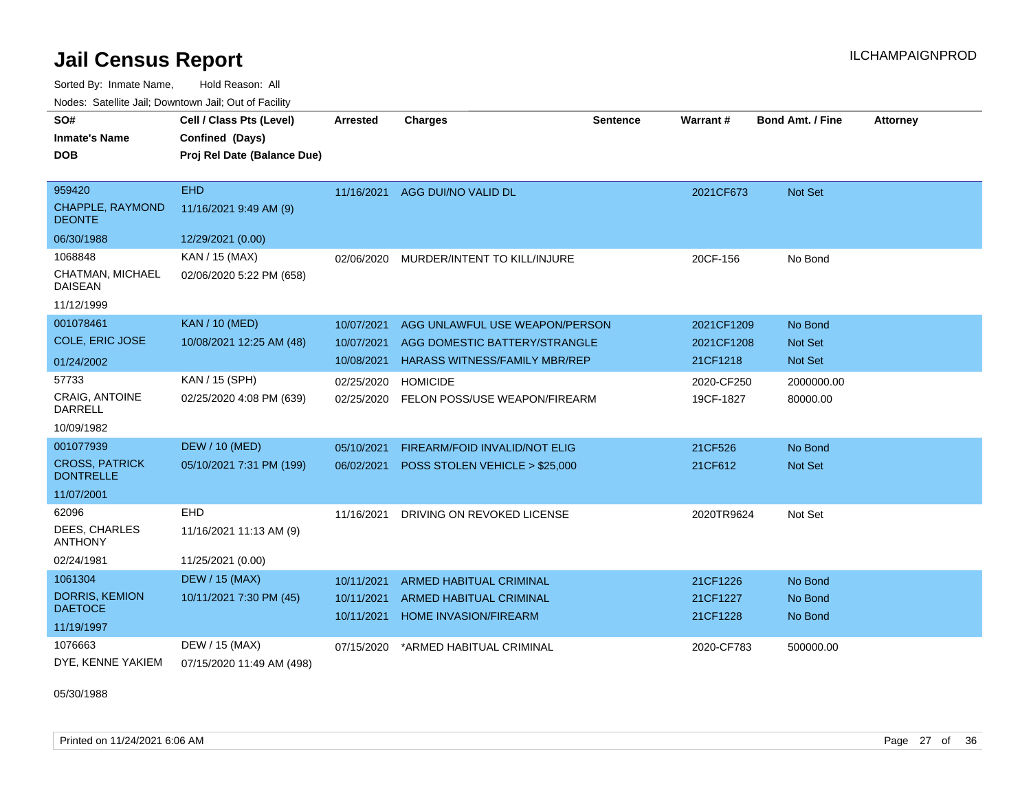# Jail Census Report

Sorted By: Inmate Name, Hold Reason: All

Nodes: Satellite Jail; Downtown Jail; Out of Facility

| SO# / Inmate's Name / DOB | Cell / Class Pts (Level) / Confined (Days) / Proj Rel Date (Balance Due) | Arrested | Charges | Sentence | Warrant # | Bond Amt. / Fine | Attorney |
|---|---|---|---|---|---|---|---|
| 959420<br>CHAPPLE, RAYMOND DEONTE<br>06/30/1988 | EHD<br>11/16/2021 9:49 AM (9)<br>12/29/2021 (0.00) | 11/16/2021 | AGG DUI/NO VALID DL | | 2021CF673 | Not Set | |
| 1068848<br>CHATMAN, MICHAEL DAISEAN<br>11/12/1999 | KAN / 15 (MAX)<br>02/06/2020 5:22 PM (658) | 02/06/2020 | MURDER/INTENT TO KILL/INJURE | | 20CF-156 | No Bond | |
| 001078461<br>COLE, ERIC JOSE<br>01/24/2002 | KAN / 10 (MED)<br>10/08/2021 12:25 AM (48) | 10/07/2021 | AGG UNLAWFUL USE WEAPON/PERSON | | 2021CF1209 | No Bond | |
| | | 10/07/2021 | AGG DOMESTIC BATTERY/STRANGLE | | 2021CF1208 | Not Set | |
| | | 10/08/2021 | HARASS WITNESS/FAMILY MBR/REP | | 21CF1218 | Not Set | |
| 57733<br>CRAIG, ANTOINE DARRELL<br>10/09/1982 | KAN / 15 (SPH)<br>02/25/2020 4:08 PM (639) | 02/25/2020 | HOMICIDE | | 2020-CF250 | 2000000.00 | |
| | | 02/25/2020 | FELON POSS/USE WEAPON/FIREARM | | 19CF-1827 | 80000.00 | |
| 001077939<br>CROSS, PATRICK DONTRELLE<br>11/07/2001 | DEW / 10 (MED)<br>05/10/2021 7:31 PM (199) | 05/10/2021 | FIREARM/FOID INVALID/NOT ELIG | | 21CF526 | No Bond | |
| | | 06/02/2021 | POSS STOLEN VEHICLE > $25,000 | | 21CF612 | Not Set | |
| 62096<br>DEES, CHARLES ANTHONY<br>02/24/1981 | EHD<br>11/16/2021 11:13 AM (9)<br>11/25/2021 (0.00) | 11/16/2021 | DRIVING ON REVOKED LICENSE | | 2020TR9624 | Not Set | |
| 1061304<br>DORRIS, KEMION DAETOCE<br>11/19/1997 | DEW / 15 (MAX)<br>10/11/2021 7:30 PM (45) | 10/11/2021 | ARMED HABITUAL CRIMINAL | | 21CF1226 | No Bond | |
| | | 10/11/2021 | ARMED HABITUAL CRIMINAL | | 21CF1227 | No Bond | |
| | | 10/11/2021 | HOME INVASION/FIREARM | | 21CF1228 | No Bond | |
| 1076663<br>DYE, KENNE YAKIEM<br>05/30/1988 | DEW / 15 (MAX)<br>07/15/2020 11:49 AM (498) | 07/15/2020 | *ARMED HABITUAL CRIMINAL | | 2020-CF783 | 500000.00 | |

Printed on 11/24/2021 6:06 AM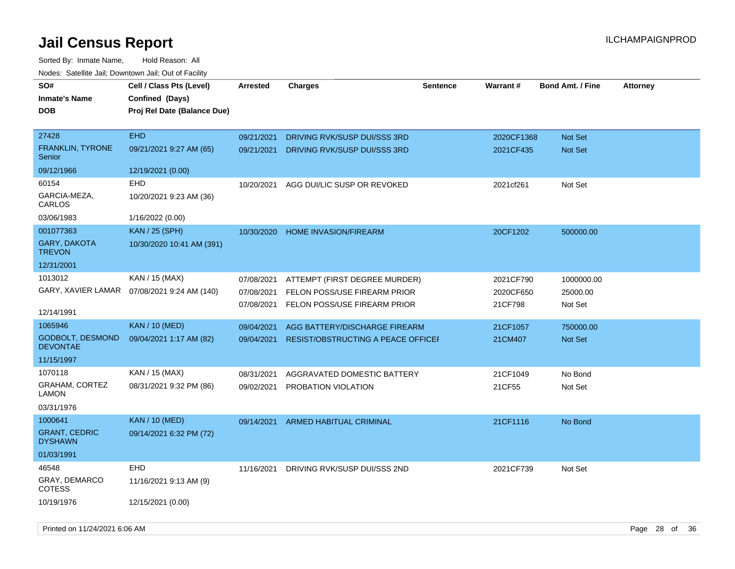# Jail Census Report

ILCHAMPAIGNPROD

Sorted By: Inmate Name, Hold Reason: All

Nodes: Satellite Jail; Downtown Jail; Out of Facility

| SO# / Inmate's Name / DOB | Cell / Class Pts (Level) / Confined (Days) / Proj Rel Date (Balance Due) | Arrested | Charges | Sentence | Warrant # | Bond Amt. / Fine | Attorney |
|---|---|---|---|---|---|---|---|
| 27428 | EHD | 09/21/2021 | DRIVING RVK/SUSP DUI/SSS 3RD | | 2020CF1368 | Not Set | |
| FRANKLIN, TYRONE Senior | 09/21/2021 9:27 AM (65) | 09/21/2021 | DRIVING RVK/SUSP DUI/SSS 3RD | | 2021CF435 | Not Set | |
| 09/12/1966 | 12/19/2021 (0.00) | | | | | | |
| 60154 | EHD | 10/20/2021 | AGG DUI/LIC SUSP OR REVOKED | | 2021cf261 | Not Set | |
| GARCIA-MEZA, CARLOS | 10/20/2021 9:23 AM (36) | | | | | | |
| 03/06/1983 | 1/16/2022 (0.00) | | | | | | |
| 001077363 | KAN / 25 (SPH) | 10/30/2020 | HOME INVASION/FIREARM | | 20CF1202 | 500000.00 | |
| GARY, DAKOTA TREVON | 10/30/2020 10:41 AM (391) | | | | | | |
| 12/31/2001 | | | | | | | |
| 1013012 | KAN / 15 (MAX) | 07/08/2021 | ATTEMPT (FIRST DEGREE MURDER) | | 2021CF790 | 1000000.00 | |
| GARY, XAVIER LAMAR | 07/08/2021 9:24 AM (140) | 07/08/2021 | FELON POSS/USE FIREARM PRIOR | | 2020CF650 | 25000.00 | |
| 12/14/1991 | | 07/08/2021 | FELON POSS/USE FIREARM PRIOR | | 21CF798 | Not Set | |
| 1065946 | KAN / 10 (MED) | 09/04/2021 | AGG BATTERY/DISCHARGE FIREARM | | 21CF1057 | 750000.00 | |
| GODBOLT, DESMOND DEVONTAE | 09/04/2021 1:17 AM (82) | 09/04/2021 | RESIST/OBSTRUCTING A PEACE OFFICEI | | 21CM407 | Not Set | |
| 11/15/1997 | | | | | | | |
| 1070118 | KAN / 15 (MAX) | 08/31/2021 | AGGRAVATED DOMESTIC BATTERY | | 21CF1049 | No Bond | |
| GRAHAM, CORTEZ LAMON | 08/31/2021 9:32 PM (86) | 09/02/2021 | PROBATION VIOLATION | | 21CF55 | Not Set | |
| 03/31/1976 | | | | | | | |
| 1000641 | KAN / 10 (MED) | 09/14/2021 | ARMED HABITUAL CRIMINAL | | 21CF1116 | No Bond | |
| GRANT, CEDRIC DYSHAWN | 09/14/2021 6:32 PM (72) | | | | | | |
| 01/03/1991 | | | | | | | |
| 46548 | EHD | 11/16/2021 | DRIVING RVK/SUSP DUI/SSS 2ND | | 2021CF739 | Not Set | |
| GRAY, DEMARCO COTESS | 11/16/2021 9:13 AM (9) | | | | | | |
| 10/19/1976 | 12/15/2021 (0.00) | | | | | | |

Printed on 11/24/2021 6:06 AM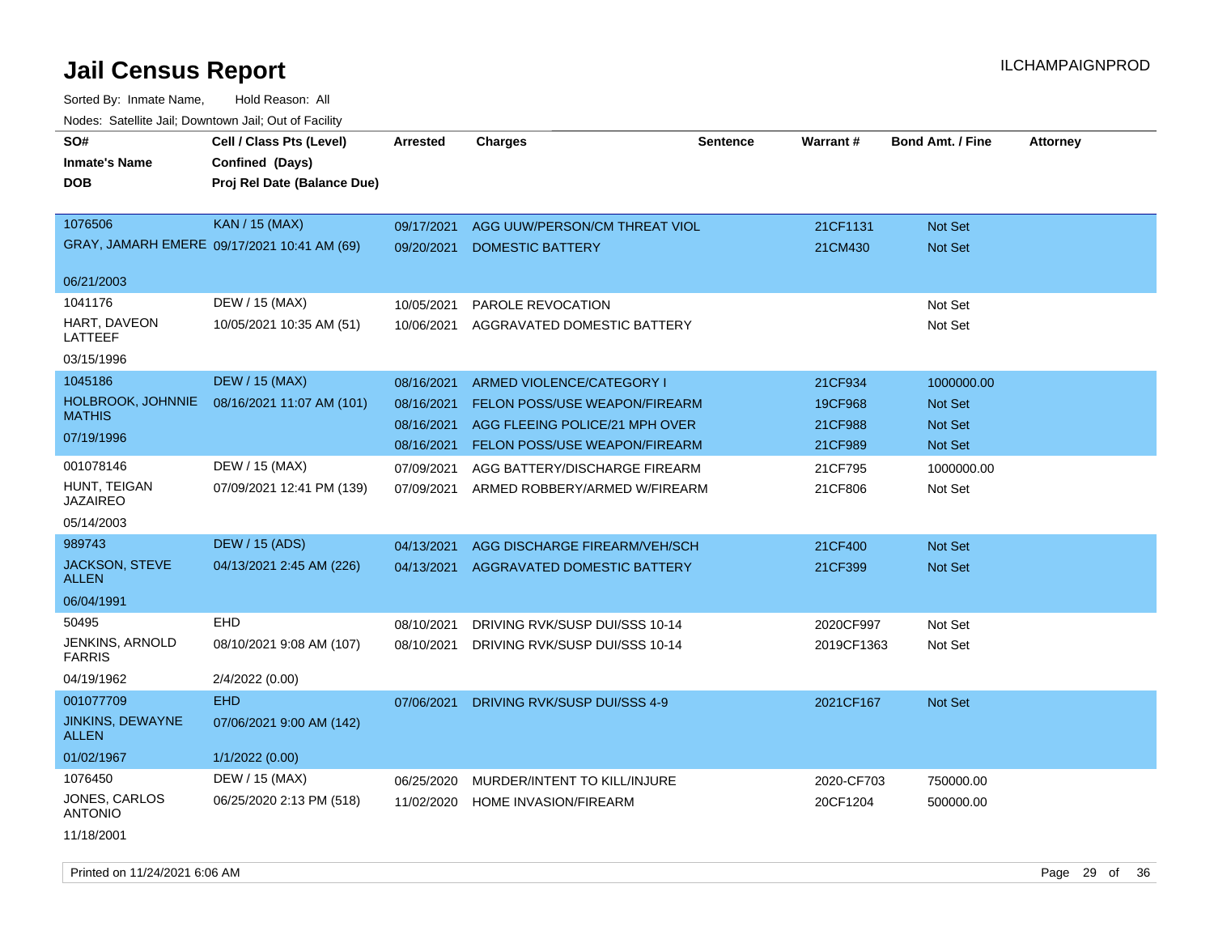# Jail Census Report

Sorted By: Inmate Name, Hold Reason: All

Nodes: Satellite Jail; Downtown Jail; Out of Facility

| SO# / Inmate's Name / DOB | Cell / Class Pts (Level) / Confined (Days) / Proj Rel Date (Balance Due) | Arrested | Charges | Sentence | Warrant # | Bond Amt. / Fine | Attorney |
|---|---|---|---|---|---|---|---|
| 1076506 | KAN / 15 (MAX) | 09/17/2021 | AGG UUW/PERSON/CM THREAT VIOL | | 21CF1131 | Not Set | |
| GRAY, JAMARH EMERE | 09/17/2021 10:41 AM (69) | 09/20/2021 | DOMESTIC BATTERY | | 21CM430 | Not Set | |
| 06/21/2003 | | | | | | | |
| 1041176 | DEW / 15 (MAX) | 10/05/2021 | PAROLE REVOCATION | | | Not Set | |
| HART, DAVEON LATTEEF | 10/05/2021 10:35 AM (51) | 10/06/2021 | AGGRAVATED DOMESTIC BATTERY | | | Not Set | |
| 03/15/1996 | | | | | | | |
| 1045186 | DEW / 15 (MAX) | 08/16/2021 | ARMED VIOLENCE/CATEGORY I | | 21CF934 | 1000000.00 | |
| HOLBROOK, JOHNNIE MATHIS | 08/16/2021 11:07 AM (101) | 08/16/2021 | FELON POSS/USE WEAPON/FIREARM | | 19CF968 | Not Set | |
| 07/19/1996 | | 08/16/2021 | AGG FLEEING POLICE/21 MPH OVER | | 21CF988 | Not Set | |
| | | 08/16/2021 | FELON POSS/USE WEAPON/FIREARM | | 21CF989 | Not Set | |
| 001078146 | DEW / 15 (MAX) | 07/09/2021 | AGG BATTERY/DISCHARGE FIREARM | | 21CF795 | 1000000.00 | |
| HUNT, TEIGAN JAZAIREO | 07/09/2021 12:41 PM (139) | 07/09/2021 | ARMED ROBBERY/ARMED W/FIREARM | | 21CF806 | Not Set | |
| 05/14/2003 | | | | | | | |
| 989743 | DEW / 15 (ADS) | 04/13/2021 | AGG DISCHARGE FIREARM/VEH/SCH | | 21CF400 | Not Set | |
| JACKSON, STEVE ALLEN | 04/13/2021 2:45 AM (226) | 04/13/2021 | AGGRAVATED DOMESTIC BATTERY | | 21CF399 | Not Set | |
| 06/04/1991 | | | | | | | |
| 50495 | EHD | 08/10/2021 | DRIVING RVK/SUSP DUI/SSS 10-14 | | 2020CF997 | Not Set | |
| JENKINS, ARNOLD FARRIS | 08/10/2021 9:08 AM (107) | 08/10/2021 | DRIVING RVK/SUSP DUI/SSS 10-14 | | 2019CF1363 | Not Set | |
| 04/19/1962 | 2/4/2022 (0.00) | | | | | | |
| 001077709 | EHD | 07/06/2021 | DRIVING RVK/SUSP DUI/SSS 4-9 | | 2021CF167 | Not Set | |
| JINKINS, DEWAYNE ALLEN | 07/06/2021 9:00 AM (142) | | | | | | |
| 01/02/1967 | 1/1/2022 (0.00) | | | | | | |
| 1076450 | DEW / 15 (MAX) | 06/25/2020 | MURDER/INTENT TO KILL/INJURE | | 2020-CF703 | 750000.00 | |
| JONES, CARLOS ANTONIO | 06/25/2020 2:13 PM (518) | 11/02/2020 | HOME INVASION/FIREARM | | 20CF1204 | 500000.00 | |
| 11/18/2001 | | | | | | | |

Printed on 11/24/2021 6:06 AM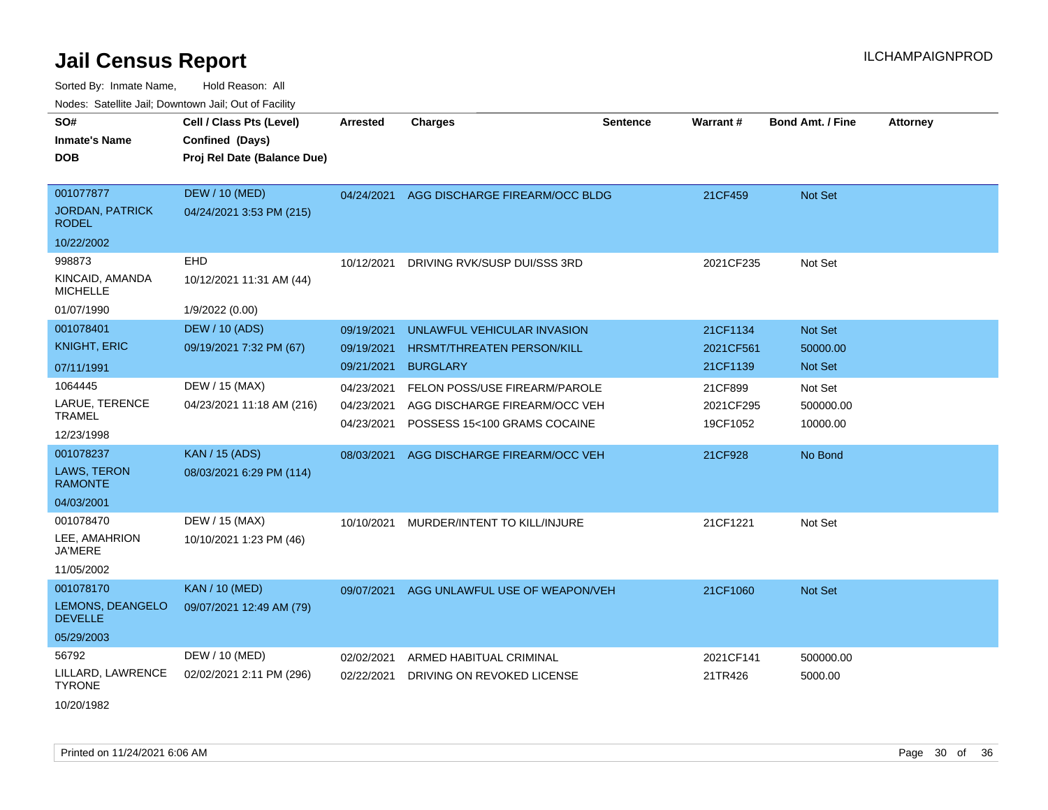# Jail Census Report

ILCHAMPAIGNPROD

Sorted By: Inmate Name, Hold Reason: All

Nodes: Satellite Jail; Downtown Jail; Out of Facility

| SO# / Inmate's Name / DOB | Cell / Class Pts (Level) / Confined (Days) / Proj Rel Date (Balance Due) | Arrested | Charges | Sentence | Warrant # | Bond Amt. / Fine | Attorney |
|---|---|---|---|---|---|---|---|
| 001077877<br>JORDAN, PATRICK RODEL<br>10/22/2002 | DEW / 10 (MED)<br>04/24/2021 3:53 PM (215) | 04/24/2021 | AGG DISCHARGE FIREARM/OCC BLDG | | 21CF459 | Not Set | |
| 998873<br>KINCAID, AMANDA MICHELLE<br>01/07/1990 | EHD<br>10/12/2021 11:31 AM (44)<br>1/9/2022 (0.00) | 10/12/2021 | DRIVING RVK/SUSP DUI/SSS 3RD | | 2021CF235 | Not Set | |
| 001078401<br>KNIGHT, ERIC<br>07/11/1991 | DEW / 10 (ADS)<br>09/19/2021 7:32 PM (67) | 09/19/2021 | UNLAWFUL VEHICULAR INVASION | | 21CF1134 | Not Set | |
| | | 09/19/2021 | HRSMT/THREATEN PERSON/KILL | | 2021CF561 | 50000.00 | |
| | | 09/21/2021 | BURGLARY | | 21CF1139 | Not Set | |
| 1064445<br>LARUE, TERENCE TRAMEL<br>12/23/1998 | DEW / 15 (MAX)<br>04/23/2021 11:18 AM (216) | 04/23/2021 | FELON POSS/USE FIREARM/PAROLE | | 21CF899 | Not Set | |
| | | 04/23/2021 | AGG DISCHARGE FIREARM/OCC VEH | | 2021CF295 | 500000.00 | |
| | | 04/23/2021 | POSSESS 15<100 GRAMS COCAINE | | 19CF1052 | 10000.00 | |
| 001078237<br>LAWS, TERON RAMONTE<br>04/03/2001 | KAN / 15 (ADS)<br>08/03/2021 6:29 PM (114) | 08/03/2021 | AGG DISCHARGE FIREARM/OCC VEH | | 21CF928 | No Bond | |
| 001078470<br>LEE, AMAHRION JA'MERE<br>11/05/2002 | DEW / 15 (MAX)<br>10/10/2021 1:23 PM (46) | 10/10/2021 | MURDER/INTENT TO KILL/INJURE | | 21CF1221 | Not Set | |
| 001078170<br>LEMONS, DEANGELO DEVELLE<br>05/29/2003 | KAN / 10 (MED)<br>09/07/2021 12:49 AM (79) | 09/07/2021 | AGG UNLAWFUL USE OF WEAPON/VEH | | 21CF1060 | Not Set | |
| 56792<br>LILLARD, LAWRENCE TYRONE<br>10/20/1982 | DEW / 10 (MED)<br>02/02/2021 2:11 PM (296) | 02/02/2021 | ARMED HABITUAL CRIMINAL | | 2021CF141 | 500000.00 | |
| | | 02/22/2021 | DRIVING ON REVOKED LICENSE | | 21TR426 | 5000.00 | |

Printed on 11/24/2021 6:06 AM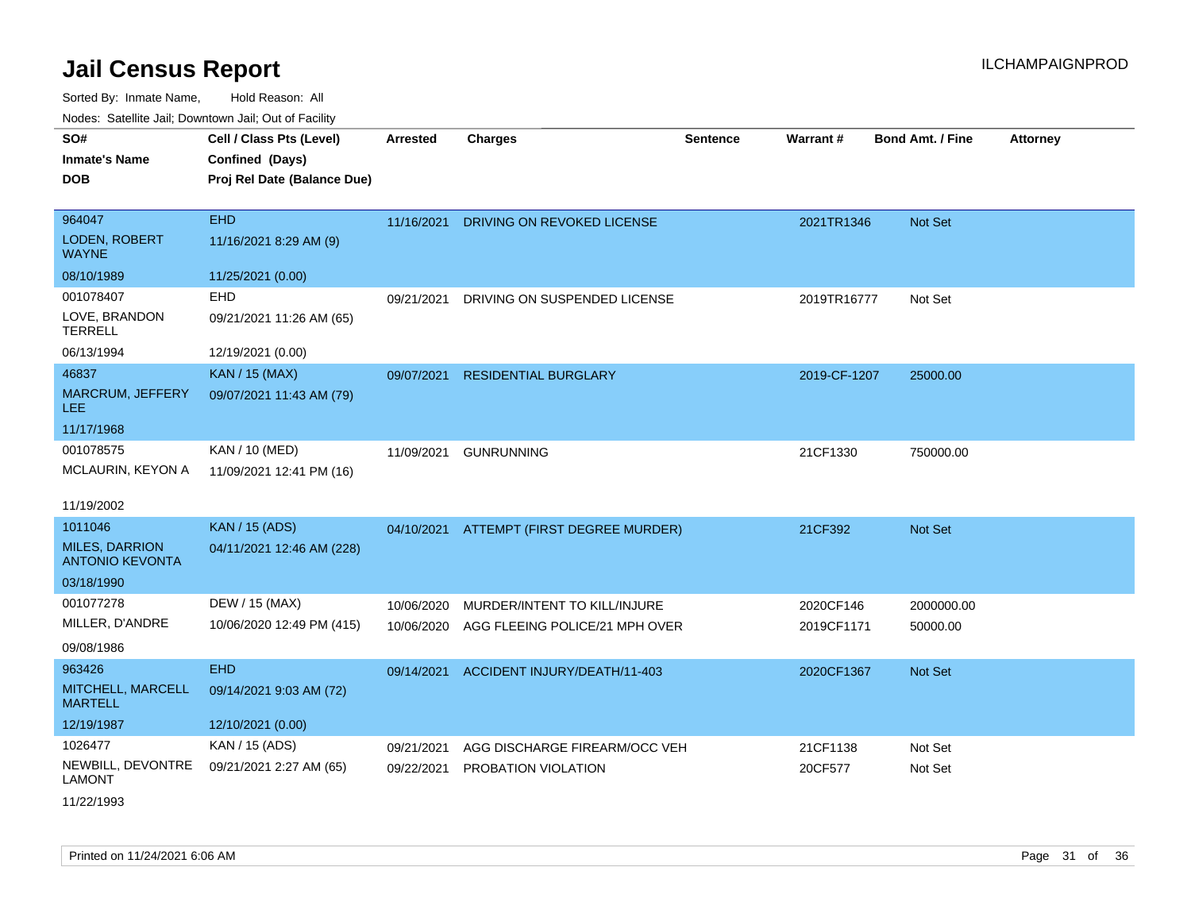# Jail Census Report

ILCHAMPAIGNPROD

Sorted By: Inmate Name, Hold Reason: All

Nodes: Satellite Jail; Downtown Jail; Out of Facility

| SO# / Inmate's Name / DOB | Cell / Class Pts (Level) / Confined (Days) / Proj Rel Date (Balance Due) | Arrested | Charges | Sentence | Warrant # | Bond Amt. / Fine | Attorney |
|---|---|---|---|---|---|---|---|
| 964047<br>LODEN, ROBERT WAYNE<br>08/10/1989 | EHD<br>11/16/2021 8:29 AM (9)<br>11/25/2021 (0.00) | 11/16/2021 | DRIVING ON REVOKED LICENSE | | 2021TR1346 | Not Set | |
| 001078407<br>LOVE, BRANDON TERRELL<br>06/13/1994 | EHD<br>09/21/2021 11:26 AM (65)<br>12/19/2021 (0.00) | 09/21/2021 | DRIVING ON SUSPENDED LICENSE | | 2019TR16777 | Not Set | |
| 46837<br>MARCRUM, JEFFERY LEE<br>11/17/1968 | KAN / 15 (MAX)<br>09/07/2021 11:43 AM (79) | 09/07/2021 | RESIDENTIAL BURGLARY | | 2019-CF-1207 | 25000.00 | |
| 001078575<br>MCLAURIN, KEYON A<br>11/19/2002 | KAN / 10 (MED)<br>11/09/2021 12:41 PM (16) | 11/09/2021 | GUNRUNNING | | 21CF1330 | 750000.00 | |
| 1011046<br>MILES, DARRION ANTONIO KEVONTA<br>03/18/1990 | KAN / 15 (ADS)<br>04/11/2021 12:46 AM (228) | 04/10/2021 | ATTEMPT (FIRST DEGREE MURDER) | | 21CF392 | Not Set | |
| 001077278<br>MILLER, D'ANDRE<br>09/08/1986 | DEW / 15 (MAX)<br>10/06/2020 12:49 PM (415) | 10/06/2020 | MURDER/INTENT TO KILL/INJURE | | 2020CF146 | 2000000.00 | |
| | | 10/06/2020 | AGG FLEEING POLICE/21 MPH OVER | | 2019CF1171 | 50000.00 | |
| 963426<br>MITCHELL, MARCELL MARTELL<br>12/19/1987 | EHD<br>09/14/2021 9:03 AM (72)<br>12/10/2021 (0.00) | 09/14/2021 | ACCIDENT INJURY/DEATH/11-403 | | 2020CF1367 | Not Set | |
| 1026477<br>NEWBILL, DEVONTRE LAMONT<br>11/22/1993 | KAN / 15 (ADS)<br>09/21/2021 2:27 AM (65) | 09/21/2021 | AGG DISCHARGE FIREARM/OCC VEH | | 21CF1138 | Not Set | |
| | | 09/22/2021 | PROBATION VIOLATION | | 20CF577 | Not Set | |

Printed on 11/24/2021 6:06 AM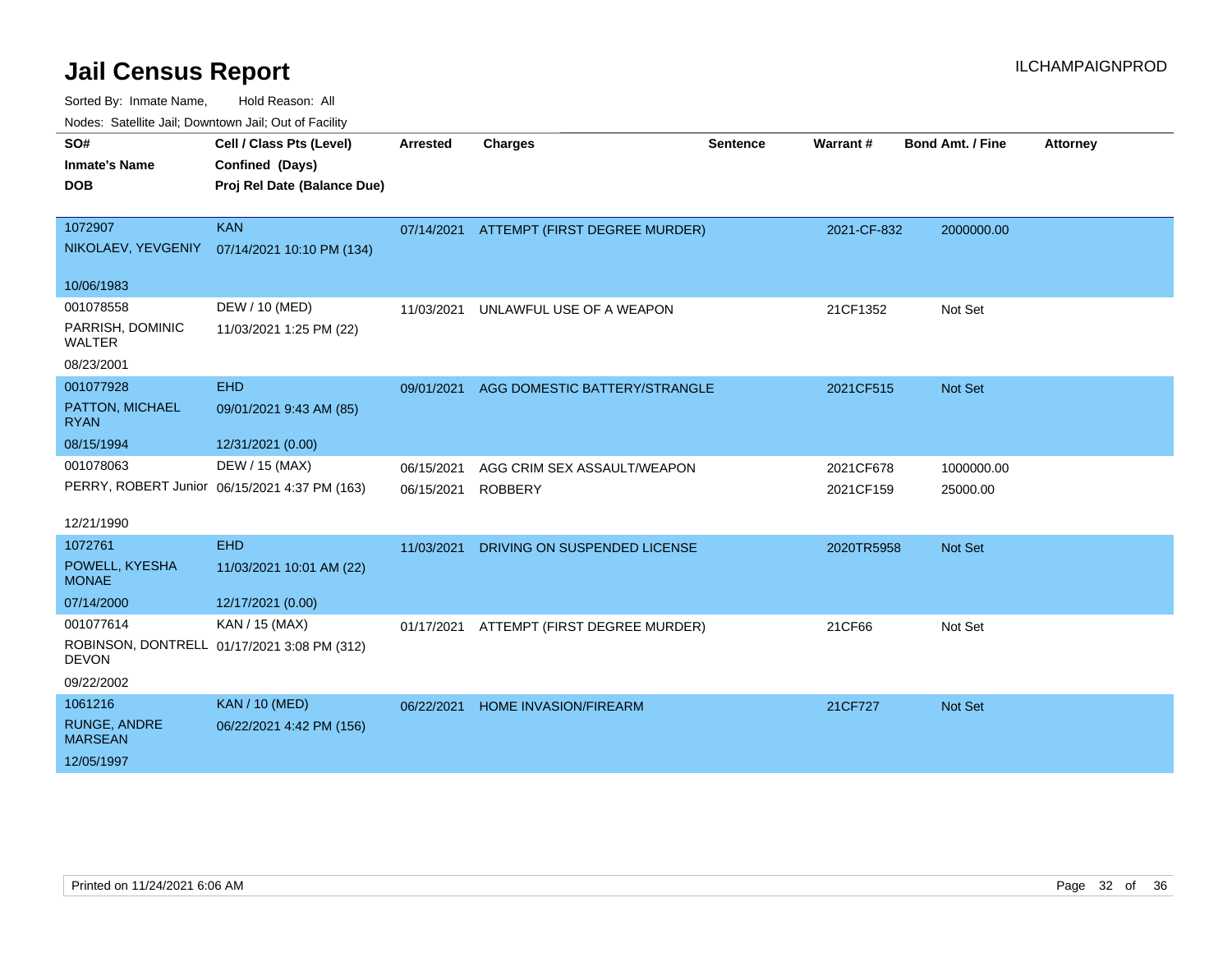# Jail Census Report

ILCHAMPAIGNPROD

Sorted By: Inmate Name, Hold Reason: All

Nodes: Satellite Jail; Downtown Jail; Out of Facility

| SO# / Inmate's Name / DOB | Cell / Class Pts (Level) / Confined (Days) / Proj Rel Date (Balance Due) | Arrested | Charges | Sentence | Warrant # | Bond Amt. / Fine | Attorney |
|---|---|---|---|---|---|---|---|
| 1072907<br>NIKOLAEV, YEVGENIY<br>10/06/1983 | KAN<br>07/14/2021 10:10 PM (134) | 07/14/2021 | ATTEMPT (FIRST DEGREE MURDER) | | 2021-CF-832 | 2000000.00 | |
| 001078558<br>PARRISH, DOMINIC WALTER<br>08/23/2001 | DEW / 10 (MED)<br>11/03/2021 1:25 PM (22) | 11/03/2021 | UNLAWFUL USE OF A WEAPON | | 21CF1352 | Not Set | |
| 001077928<br>PATTON, MICHAEL RYAN<br>08/15/1994 | EHD<br>09/01/2021 9:43 AM (85)<br>12/31/2021 (0.00) | 09/01/2021 | AGG DOMESTIC BATTERY/STRANGLE | | 2021CF515 | Not Set | |
| 001078063<br>PERRY, ROBERT Junior<br>12/21/1990 | DEW / 15 (MAX)<br>06/15/2021 4:37 PM (163) | 06/15/2021<br>06/15/2021 | AGG CRIM SEX ASSAULT/WEAPON<br>ROBBERY | | 2021CF678<br>2021CF159 | 1000000.00<br>25000.00 | |
| 1072761<br>POWELL, KYESHA MONAE<br>07/14/2000 | EHD<br>11/03/2021 10:01 AM (22)<br>12/17/2021 (0.00) | 11/03/2021 | DRIVING ON SUSPENDED LICENSE | | 2020TR5958 | Not Set | |
| 001077614<br>ROBINSON, DONTRELL DEVON<br>09/22/2002 | KAN / 15 (MAX)<br>01/17/2021 3:08 PM (312) | 01/17/2021 | ATTEMPT (FIRST DEGREE MURDER) | | 21CF66 | Not Set | |
| 1061216<br>RUNGE, ANDRE MARSEAN<br>12/05/1997 | KAN / 10 (MED)<br>06/22/2021 4:42 PM (156) | 06/22/2021 | HOME INVASION/FIREARM | | 21CF727 | Not Set | |

Printed on 11/24/2021 6:06 AM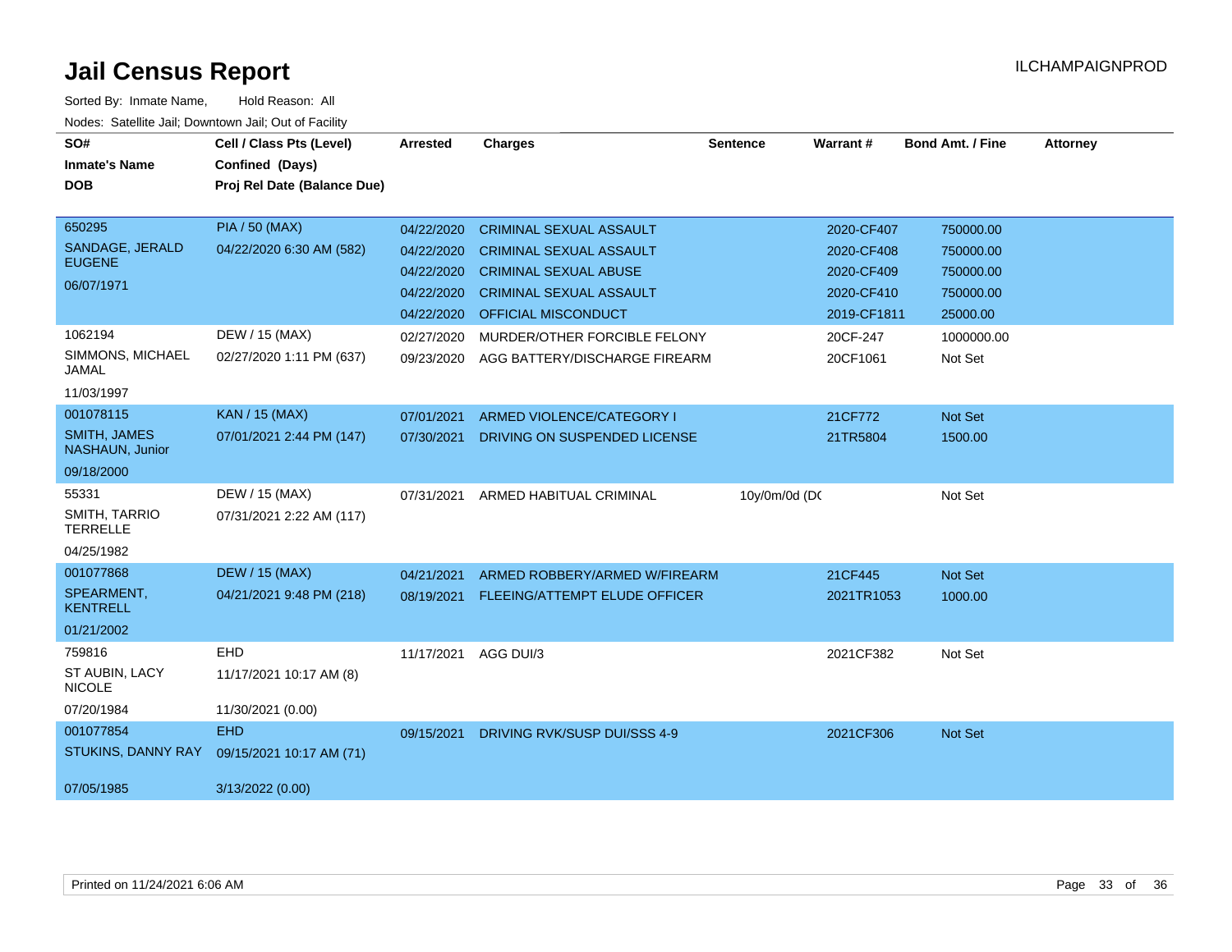# Jail Census Report

ILCHAMPAIGNPROD

Sorted By: Inmate Name, Hold Reason: All

Nodes: Satellite Jail; Downtown Jail; Out of Facility

| SO# / Inmate's Name / DOB | Cell / Class Pts (Level) / Confined (Days) / Proj Rel Date (Balance Due) | Arrested | Charges | Sentence | Warrant # | Bond Amt. / Fine | Attorney |
|---|---|---|---|---|---|---|---|
| 650295<br>SANDAGE, JERALD EUGENE<br>06/07/1971 | PIA / 50 (MAX)<br>04/22/2020 6:30 AM (582) | 04/22/2020 | CRIMINAL SEXUAL ASSAULT | | 2020-CF407 | 750000.00 | |
| | | 04/22/2020 | CRIMINAL SEXUAL ASSAULT | | 2020-CF408 | 750000.00 | |
| | | 04/22/2020 | CRIMINAL SEXUAL ABUSE | | 2020-CF409 | 750000.00 | |
| | | 04/22/2020 | CRIMINAL SEXUAL ASSAULT | | 2020-CF410 | 750000.00 | |
| | | 04/22/2020 | OFFICIAL MISCONDUCT | | 2019-CF1811 | 25000.00 | |
| 1062194<br>SIMMONS, MICHAEL JAMAL<br>11/03/1997 | DEW / 15 (MAX)<br>02/27/2020 1:11 PM (637) | 02/27/2020 | MURDER/OTHER FORCIBLE FELONY | | 20CF-247 | 1000000.00 | |
| | | 09/23/2020 | AGG BATTERY/DISCHARGE FIREARM | | 20CF1061 | Not Set | |
| 001078115<br>SMITH, JAMES NASHAUN, Junior<br>09/18/2000 | KAN / 15 (MAX)<br>07/01/2021 2:44 PM (147) | 07/01/2021 | ARMED VIOLENCE/CATEGORY I | | 21CF772 | Not Set | |
| | | 07/30/2021 | DRIVING ON SUSPENDED LICENSE | | 21TR5804 | 1500.00 | |
| 55331<br>SMITH, TARRIO TERRELLE<br>04/25/1982 | DEW / 15 (MAX)<br>07/31/2021 2:22 AM (117) | 07/31/2021 | ARMED HABITUAL CRIMINAL | 10y/0m/0d (DC | | Not Set | |
| 001077868<br>SPEARMENT, KENTRELL<br>01/21/2002 | DEW / 15 (MAX)<br>04/21/2021 9:48 PM (218) | 04/21/2021 | ARMED ROBBERY/ARMED W/FIREARM | | 21CF445 | Not Set | |
| | | 08/19/2021 | FLEEING/ATTEMPT ELUDE OFFICER | | 2021TR1053 | 1000.00 | |
| 759816<br>ST AUBIN, LACY NICOLE<br>07/20/1984 | EHD<br>11/17/2021 10:17 AM (8)<br>11/30/2021 (0.00) | 11/17/2021 | AGG DUI/3 | | 2021CF382 | Not Set | |
| 001077854<br>STUKINS, DANNY RAY<br>07/05/1985 | EHD<br>09/15/2021 10:17 AM (71)<br>3/13/2022 (0.00) | 09/15/2021 | DRIVING RVK/SUSP DUI/SSS 4-9 | | 2021CF306 | Not Set | |

Printed on 11/24/2021 6:06 AM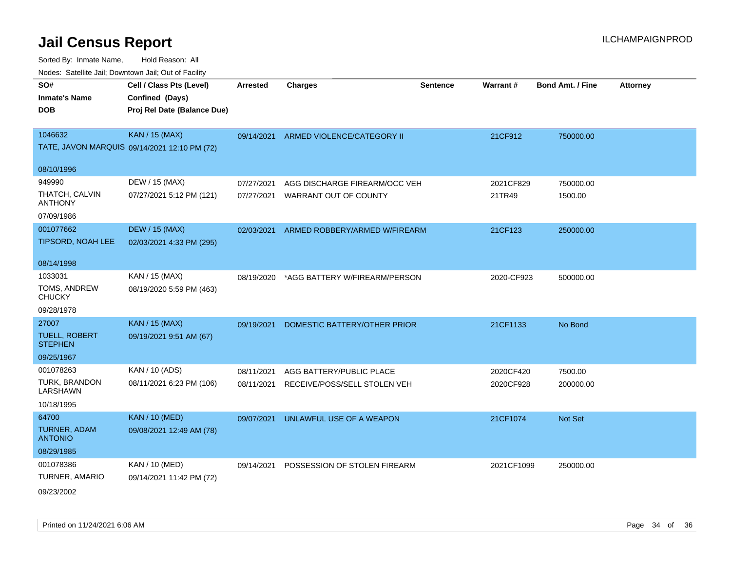# Jail Census Report

ILCHAMPAIGNPROD

Sorted By: Inmate Name, Hold Reason: All

Nodes: Satellite Jail; Downtown Jail; Out of Facility

| SO# / Inmate's Name / DOB | Cell / Class Pts (Level) / Confined (Days) / Proj Rel Date (Balance Due) | Arrested | Charges | Sentence | Warrant # | Bond Amt. / Fine | Attorney |
|---|---|---|---|---|---|---|---|
| 1046632<br>TATE, JAVON MARQUIS<br>08/10/1996 | KAN / 15 (MAX)<br>09/14/2021 12:10 PM (72) | 09/14/2021 | ARMED VIOLENCE/CATEGORY II | | 21CF912 | 750000.00 | |
| 949990<br>THATCH, CALVIN ANTHONY<br>07/09/1986 | DEW / 15 (MAX)<br>07/27/2021 5:12 PM (121) | 07/27/2021<br>07/27/2021 | AGG DISCHARGE FIREARM/OCC VEH<br>WARRANT OUT OF COUNTY | | 2021CF829<br>21TR49 | 750000.00<br>1500.00 | |
| 001077662<br>TIPSORD, NOAH LEE<br>08/14/1998 | DEW / 15 (MAX)<br>02/03/2021 4:33 PM (295) | 02/03/2021 | ARMED ROBBERY/ARMED W/FIREARM | | 21CF123 | 250000.00 | |
| 1033031<br>TOMS, ANDREW CHUCKY<br>09/28/1978 | KAN / 15 (MAX)<br>08/19/2020 5:59 PM (463) | 08/19/2020 | *AGG BATTERY W/FIREARM/PERSON | | 2020-CF923 | 500000.00 | |
| 27007<br>TUELL, ROBERT STEPHEN<br>09/25/1967 | KAN / 15 (MAX)<br>09/19/2021 9:51 AM (67) | 09/19/2021 | DOMESTIC BATTERY/OTHER PRIOR | | 21CF1133 | No Bond | |
| 001078263<br>TURK, BRANDON LARSHAWN<br>10/18/1995 | KAN / 10 (ADS)<br>08/11/2021 6:23 PM (106) | 08/11/2021<br>08/11/2021 | AGG BATTERY/PUBLIC PLACE<br>RECEIVE/POSS/SELL STOLEN VEH | | 2020CF420<br>2020CF928 | 7500.00<br>200000.00 | |
| 64700<br>TURNER, ADAM ANTONIO<br>08/29/1985 | KAN / 10 (MED)<br>09/08/2021 12:49 AM (78) | 09/07/2021 | UNLAWFUL USE OF A WEAPON | | 21CF1074 | Not Set | |
| 001078386<br>TURNER, AMARIO<br>09/23/2002 | KAN / 10 (MED)<br>09/14/2021 11:42 PM (72) | 09/14/2021 | POSSESSION OF STOLEN FIREARM | | 2021CF1099 | 250000.00 | |

Printed on 11/24/2021 6:06 AM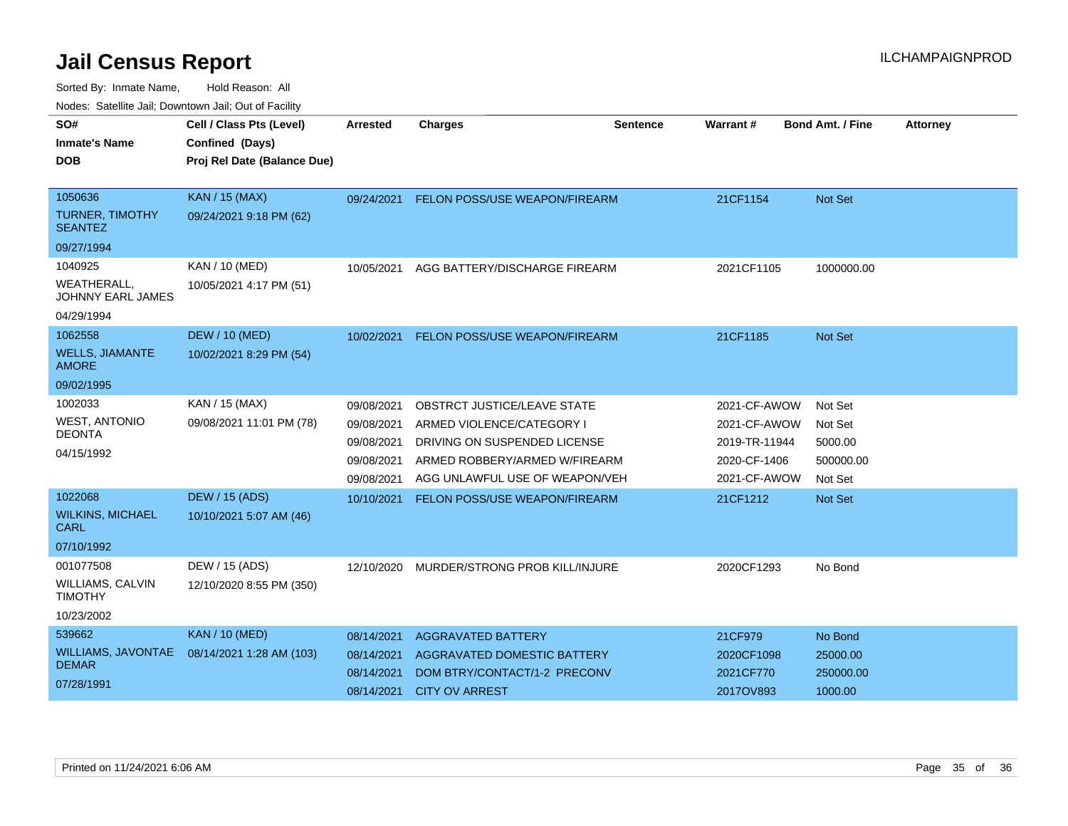# Jail Census Report

ILCHAMPAIGNPROD

Sorted By: Inmate Name, Hold Reason: All

Nodes: Satellite Jail; Downtown Jail; Out of Facility

| SO# / Inmate's Name / DOB | Cell / Class Pts (Level) / Confined (Days) / Proj Rel Date (Balance Due) | Arrested | Charges | Sentence | Warrant # | Bond Amt. / Fine | Attorney |
|---|---|---|---|---|---|---|---|
| 1050636<br>TURNER, TIMOTHY SEANTEZ<br>09/27/1994 | KAN / 15 (MAX)<br>09/24/2021 9:18 PM (62) | 09/24/2021 | FELON POSS/USE WEAPON/FIREARM | | 21CF1154 | Not Set | |
| 1040925<br>WEATHERALL, JOHNNY EARL JAMES<br>04/29/1994 | KAN / 10 (MED)<br>10/05/2021 4:17 PM (51) | 10/05/2021 | AGG BATTERY/DISCHARGE FIREARM | | 2021CF1105 | 1000000.00 | |
| 1062558<br>WELLS, JIAMANTE AMORE<br>09/02/1995 | DEW / 10 (MED)<br>10/02/2021 8:29 PM (54) | 10/02/2021 | FELON POSS/USE WEAPON/FIREARM | | 21CF1185 | Not Set | |
| 1002033<br>WEST, ANTONIO DEONTA<br>04/15/1992 | KAN / 15 (MAX)<br>09/08/2021 11:01 PM (78) | 09/08/2021 | OBSTRCT JUSTICE/LEAVE STATE | | 2021-CF-AWOW | Not Set | |
| | | 09/08/2021 | ARMED VIOLENCE/CATEGORY I | | 2021-CF-AWOW | Not Set | |
| | | 09/08/2021 | DRIVING ON SUSPENDED LICENSE | | 2019-TR-11944 | 5000.00 | |
| | | 09/08/2021 | ARMED ROBBERY/ARMED W/FIREARM | | 2020-CF-1406 | 500000.00 | |
| | | 09/08/2021 | AGG UNLAWFUL USE OF WEAPON/VEH | | 2021-CF-AWOW | Not Set | |
| 1022068<br>WILKINS, MICHAEL CARL<br>07/10/1992 | DEW / 15 (ADS)<br>10/10/2021 5:07 AM (46) | 10/10/2021 | FELON POSS/USE WEAPON/FIREARM | | 21CF1212 | Not Set | |
| 001077508<br>WILLIAMS, CALVIN TIMOTHY<br>10/23/2002 | DEW / 15 (ADS)<br>12/10/2020 8:55 PM (350) | 12/10/2020 | MURDER/STRONG PROB KILL/INJURE | | 2020CF1293 | No Bond | |
| 539662<br>WILLIAMS, JAVONTAE DEMAR<br>07/28/1991 | KAN / 10 (MED)<br>08/14/2021 1:28 AM (103) | 08/14/2021 | AGGRAVATED BATTERY | | 21CF979 | No Bond | |
| | | 08/14/2021 | AGGRAVATED DOMESTIC BATTERY | | 2020CF1098 | 25000.00 | |
| | | 08/14/2021 | DOM BTRY/CONTACT/1-2 PRECONV | | 2021CF770 | 250000.00 | |
| | | 08/14/2021 | CITY OV ARREST | | 2017OV893 | 1000.00 | |

Printed on 11/24/2021 6:06 AM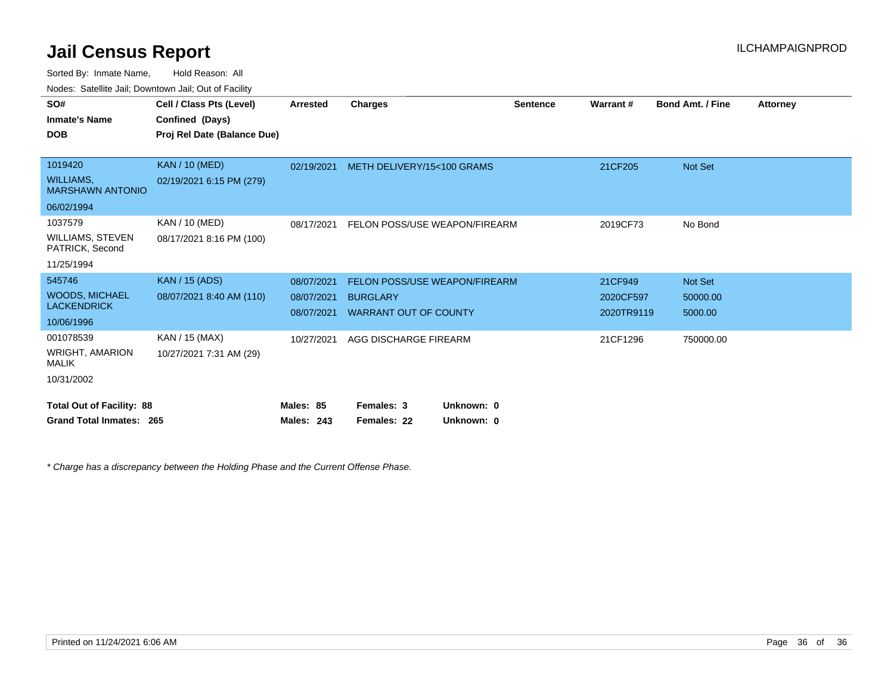# Jail Census Report

ILCHAMPAIGNPROD

Sorted By: Inmate Name, Hold Reason: All

Nodes: Satellite Jail; Downtown Jail; Out of Facility

| SO#<br>Inmate's Name<br>DOB | Cell / Class Pts (Level)<br>Confined (Days)<br>Proj Rel Date (Balance Due) | Arrested | Charges | Sentence | Warrant # | Bond Amt. / Fine | Attorney |
|---|---|---|---|---|---|---|---|
| 1019420<br>WILLIAMS, MARSHAWN ANTONIO<br>06/02/1994 | KAN / 10 (MED)<br>02/19/2021 6:15 PM (279) | 02/19/2021 | METH DELIVERY/15<100 GRAMS | | 21CF205 | Not Set | |
| 1037579<br>WILLIAMS, STEVEN PATRICK, Second<br>11/25/1994 | KAN / 10 (MED)<br>08/17/2021 8:16 PM (100) | 08/17/2021 | FELON POSS/USE WEAPON/FIREARM | | 2019CF73 | No Bond | |
| 545746<br>WOODS, MICHAEL LACKENDRICK<br>10/06/1996 | KAN / 15 (ADS)<br>08/07/2021 8:40 AM (110) | 08/07/2021<br>08/07/2021<br>08/07/2021 | FELON POSS/USE WEAPON/FIREARM<br>BURGLARY<br>WARRANT OUT OF COUNTY | | 21CF949<br>2020CF597<br>2020TR9119 | Not Set<br>50000.00<br>5000.00 | |
| 001078539<br>WRIGHT, AMARION MALIK<br>10/31/2002 | KAN / 15 (MAX)<br>10/27/2021 7:31 AM (29) | 10/27/2021 | AGG DISCHARGE FIREARM | | 21CF1296 | 750000.00 | |

**Total Out of Facility: 88** **Males: 85** **Females: 3** **Unknown: 0**

**Grand Total Inmates: 265** **Males: 243** **Females: 22** **Unknown: 0**

*\* Charge has a discrepancy between the Holding Phase and the Current Offense Phase.*

Printed on 11/24/2021 6:06 AM